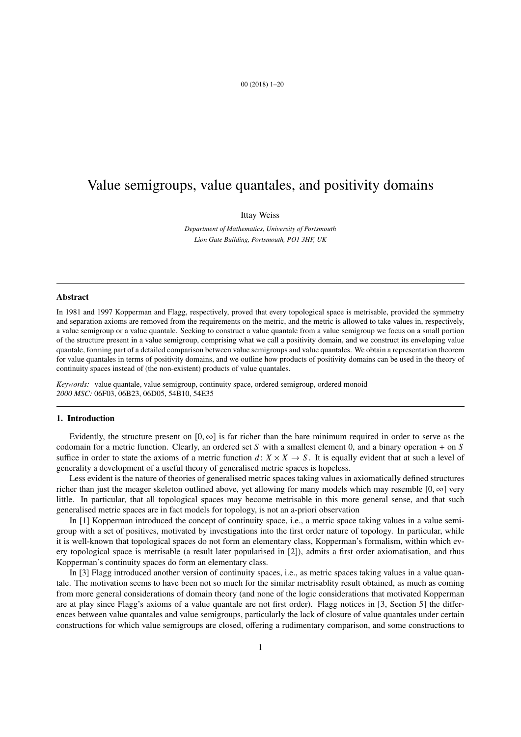# Value semigroups, value quantales, and positivity domains

Ittay Weiss

*Department of Mathematics, University of Portsmouth*
*Lion Gate Building, Portsmouth, PO1 3HF, UK*

---

## Abstract

In 1981 and 1997 Kopperman and Flagg, respectively, proved that every topological space is metrisable, provided the symmetry and separation axioms are removed from the requirements on the metric, and the metric is allowed to take values in, respectively, a value semigroup or a value quantale. Seeking to construct a value quantale from a value semigroup we focus on a small portion of the structure present in a value semigroup, comprising what we call a positivity domain, and we construct its enveloping value quantale, forming part of a detailed comparison between value semigroups and value quantales. We obtain a representation theorem for value quantales in terms of positivity domains, and we outline how products of positivity domains can be used in the theory of continuity spaces instead of (the non-existent) products of value quantales.

*Keywords:* value quantale, value semigroup, continuity space, ordered semigroup, ordered monoid
*2000 MSC:* 06F03, 06B23, 06D05, 54B10, 54E35

---

## 1. Introduction

Evidently, the structure present on $[0, \infty]$ is far richer than the bare minimum required in order to serve as the codomain for a metric function. Clearly, an ordered set $S$ with a smallest element 0, and a binary operation $+$ on $S$ suffice in order to state the axioms of a metric function $d\colon X \times X \to S$. It is equally evident that at such a level of generality a development of a useful theory of generalised metric spaces is hopeless.

Less evident is the nature of theories of generalised metric spaces taking values in axiomatically defined structures richer than just the meager skeleton outlined above, yet allowing for many models which may resemble $[0, \infty]$ very little. In particular, that all topological spaces may become metrisable in this more general sense, and that such generalised metric spaces are in fact models for topology, is not an a-priori observation

In [1] Kopperman introduced the concept of continuity space, i.e., a metric space taking values in a value semigroup with a set of positives, motivated by investigations into the first order nature of topology. In particular, while it is well-known that topological spaces do not form an elementary class, Kopperman's formalism, within which every topological space is metrisable (a result later popularised in [2]), admits a first order axiomatisation, and thus Kopperman's continuity spaces do form an elementary class.

In [3] Flagg introduced another version of continuity spaces, i.e., as metric spaces taking values in a value quantale. The motivation seems to have been not so much for the similar metrisablity result obtained, as much as coming from more general considerations of domain theory (and none of the logic considerations that motivated Kopperman are at play since Flagg's axioms of a value quantale are not first order). Flagg notices in [3, Section 5] the differences between value quantales and value semigroups, particularly the lack of closure of value quantales under certain constructions for which value semigroups are closed, offering a rudimentary comparison, and some constructions to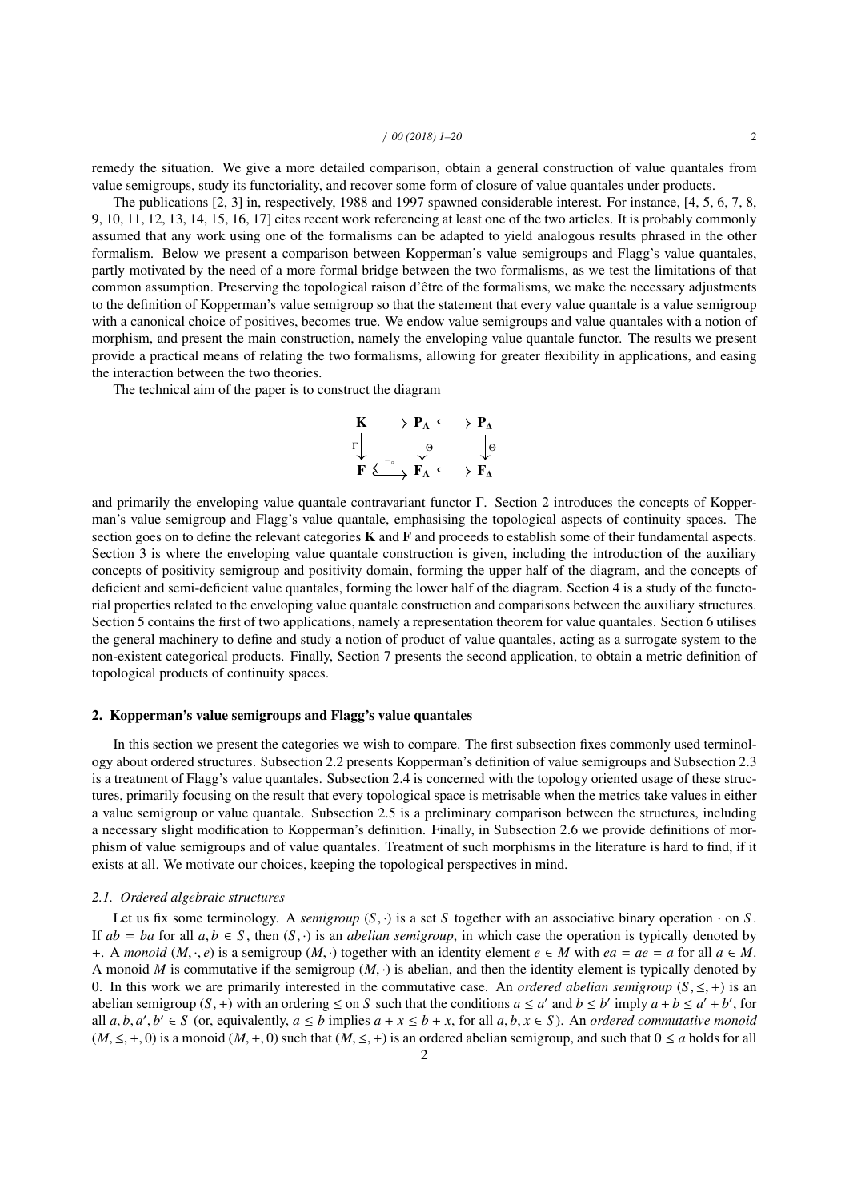remedy the situation. We give a more detailed comparison, obtain a general construction of value quantales from value semigroups, study its functoriality, and recover some form of closure of value quantales under products.

The publications [2, 3] in, respectively, 1988 and 1997 spawned considerable interest. For instance, [4, 5, 6, 7, 8, 9, 10, 11, 12, 13, 14, 15, 16, 17] cites recent work referencing at least one of the two articles. It is probably commonly assumed that any work using one of the formalisms can be adapted to yield analogous results phrased in the other formalism. Below we present a comparison between Kopperman's value semigroups and Flagg's value quantales, partly motivated by the need of a more formal bridge between the two formalisms, as we test the limitations of that common assumption. Preserving the topological raison d'être of the formalisms, we make the necessary adjustments to the definition of Kopperman's value semigroup so that the statement that every value quantale is a value semigroup with a canonical choice of positives, becomes true. We endow value semigroups and value quantales with a notion of morphism, and present the main construction, namely the enveloping value quantale functor. The results we present provide a practical means of relating the two formalisms, allowing for greater flexibility in applications, and easing the interaction between the two theories.

The technical aim of the paper is to construct the diagram

$$
\begin{array}{ccccc}
\mathbf{K} & \longrightarrow & \mathbf{P}_{\Lambda} & \hookrightarrow & \mathbf{P}_{\Delta} \\
{\scriptstyle\Gamma}\downarrow & & \downarrow{\scriptstyle\Theta} & & \downarrow{\scriptstyle\Theta} \\
\mathbf{F} & \overset{-_\circ}{\rightleftarrows} & \mathbf{F}_{\Lambda} & \hookrightarrow & \mathbf{F}_{\Delta}
\end{array}
$$

and primarily the enveloping value quantale contravariant functor $\Gamma$. Section 2 introduces the concepts of Kopperman's value semigroup and Flagg's value quantale, emphasising the topological aspects of continuity spaces. The section goes on to define the relevant categories $\mathbf{K}$ and $\mathbf{F}$ and proceeds to establish some of their fundamental aspects. Section 3 is where the enveloping value quantale construction is given, including the introduction of the auxiliary concepts of positivity semigroup and positivity domain, forming the upper half of the diagram, and the concepts of deficient and semi-deficient value quantales, forming the lower half of the diagram. Section 4 is a study of the functorial properties related to the enveloping value quantale construction and comparisons between the auxiliary structures. Section 5 contains the first of two applications, namely a representation theorem for value quantales. Section 6 utilises the general machinery to define and study a notion of product of value quantales, acting as a surrogate system to the non-existent categorical products. Finally, Section 7 presents the second application, to obtain a metric definition of topological products of continuity spaces.

## 2. Kopperman's value semigroups and Flagg's value quantales

In this section we present the categories we wish to compare. The first subsection fixes commonly used terminology about ordered structures. Subsection 2.2 presents Kopperman's definition of value semigroups and Subsection 2.3 is a treatment of Flagg's value quantales. Subsection 2.4 is concerned with the topology oriented usage of these structures, primarily focusing on the result that every topological space is metrisable when the metrics take values in either a value semigroup or value quantale. Subsection 2.5 is a preliminary comparison between the structures, including a necessary slight modification to Kopperman's definition. Finally, in Subsection 2.6 we provide definitions of morphism of value semigroups and of value quantales. Treatment of such morphisms in the literature is hard to find, if it exists at all. We motivate our choices, keeping the topological perspectives in mind.

### 2.1. Ordered algebraic structures

Let us fix some terminology. A *semigroup* $(S, \cdot)$ is a set $S$ together with an associative binary operation $\cdot$ on $S$. If $ab = ba$ for all $a, b \in S$, then $(S, \cdot)$ is an *abelian semigroup*, in which case the operation is typically denoted by $+$. A *monoid* $(M, \cdot, e)$ is a semigroup $(M, \cdot)$ together with an identity element $e \in M$ with $ea = ae = a$ for all $a \in M$. A monoid $M$ is commutative if the semigroup $(M, \cdot)$ is abelian, and then the identity element is typically denoted by 0. In this work we are primarily interested in the commutative case. An *ordered abelian semigroup* $(S, \leq, +)$ is an abelian semigroup $(S, +)$ with an ordering $\leq$ on $S$ such that the conditions $a \leq a'$ and $b \leq b'$ imply $a + b \leq a' + b'$, for all $a, b, a', b' \in S$ (or, equivalently, $a \leq b$ implies $a + x \leq b + x$, for all $a, b, x \in S$). An *ordered commutative monoid* $(M, \leq, +, 0)$ is a monoid $(M, +, 0)$ such that $(M, \leq, +)$ is an ordered abelian semigroup, and such that $0 \leq a$ holds for all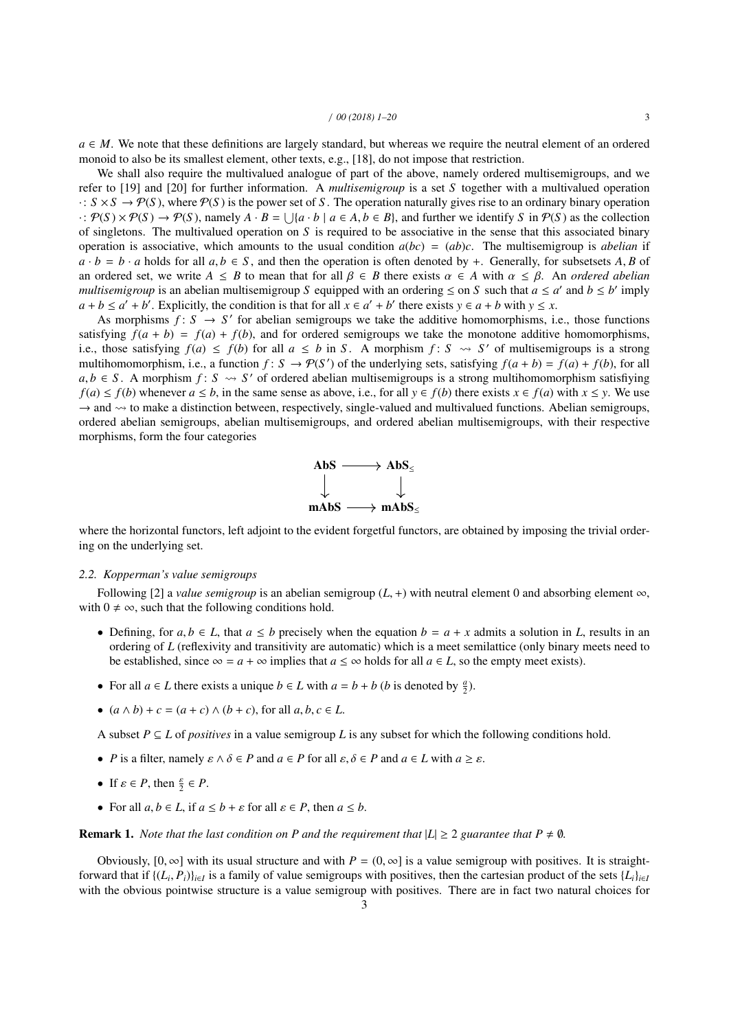$a \in M$. We note that these definitions are largely standard, but whereas we require the neutral element of an ordered monoid to also be its smallest element, other texts, e.g., [18], do not impose that restriction.

We shall also require the multivalued analogue of part of the above, namely ordered multisemigroups, and we refer to [19] and [20] for further information. A *multisemigroup* is a set $S$ together with a multivalued operation $\cdot \colon S \times S \to \mathcal{P}(S)$, where $\mathcal{P}(S)$ is the power set of $S$. The operation naturally gives rise to an ordinary binary operation $\cdot \colon \mathcal{P}(S) \times \mathcal{P}(S) \to \mathcal{P}(S)$, namely $A \cdot B = \bigcup\{a \cdot b \mid a \in A, b \in B\}$, and further we identify $S$ in $\mathcal{P}(S)$ as the collection of singletons. The multivalued operation on $S$ is required to be associative in the sense that this associated binary operation is associative, which amounts to the usual condition $a(bc) = (ab)c$. The multisemigroup is *abelian* if $a \cdot b = b \cdot a$ holds for all $a, b \in S$, and then the operation is often denoted by $+$. Generally, for subsetsets $A, B$ of an ordered set, we write $A \leq B$ to mean that for all $\beta \in B$ there exists $\alpha \in A$ with $\alpha \leq \beta$. An *ordered abelian multisemigroup* is an abelian multisemigroup $S$ equipped with an ordering $\leq$ on $S$ such that $a \leq a'$ and $b \leq b'$ imply $a + b \leq a' + b'$. Explicitly, the condition is that for all $x \in a' + b'$ there exists $y \in a + b$ with $y \leq x$.

As morphisms $f \colon S \to S'$ for abelian semigroups we take the additive homomorphisms, i.e., those functions satisfying $f(a + b) = f(a) + f(b)$, and for ordered semigroups we take the monotone additive homomorphisms, i.e., those satisfying $f(a) \leq f(b)$ for all $a \leq b$ in $S$. A morphism $f \colon S \rightsquigarrow S'$ of multisemigroups is a strong multihomomorphism, i.e., a function $f \colon S \to \mathcal{P}(S')$ of the underlying sets, satisfying $f(a + b) = f(a) + f(b)$, for all $a, b \in S$. A morphism $f \colon S \rightsquigarrow S'$ of ordered abelian multisemigroups is a strong multihomomorphism satisfiying $f(a) \leq f(b)$ whenever $a \leq b$, in the same sense as above, i.e., for all $y \in f(b)$ there exists $x \in f(a)$ with $x \leq y$. We use $\to$ and $\rightsquigarrow$ to make a distinction between, respectively, single-valued and multivalued functions. Abelian semigroups, ordered abelian semigroups, abelian multisemigroups, and ordered abelian multisemigroups, with their respective morphisms, form the four categories

$$\begin{array}{ccc} \mathbf{AbS} & \longrightarrow & \mathbf{AbS}_{\leq} \\ \downarrow & & \downarrow \\ \mathbf{mAbS} & \longrightarrow & \mathbf{mAbS}_{\leq} \end{array}$$

where the horizontal functors, left adjoint to the evident forgetful functors, are obtained by imposing the trivial ordering on the underlying set.

### 2.2. Kopperman's value semigroups

Following [2] a *value semigroup* is an abelian semigroup $(L, +)$ with neutral element $0$ and absorbing element $\infty$, with $0 \neq \infty$, such that the following conditions hold.

- Defining, for $a, b \in L$, that $a \leq b$ precisely when the equation $b = a + x$ admits a solution in $L$, results in an ordering of $L$ (reflexivity and transitivity are automatic) which is a meet semilattice (only binary meets need to be established, since $\infty = a + \infty$ implies that $a \leq \infty$ holds for all $a \in L$, so the empty meet exists).
- For all $a \in L$ there exists a unique $b \in L$ with $a = b + b$ ($b$ is denoted by $\frac{a}{2}$).
- $(a \wedge b) + c = (a + c) \wedge (b + c)$, for all $a, b, c \in L$.

A subset $P \subseteq L$ of *positives* in a value semigroup $L$ is any subset for which the following conditions hold.

- $P$ is a filter, namely $\varepsilon \wedge \delta \in P$ and $a \in P$ for all $\varepsilon, \delta \in P$ and $a \in L$ with $a \geq \varepsilon$.
- If $\varepsilon \in P$, then $\frac{\varepsilon}{2} \in P$.
- For all $a, b \in L$, if $a \leq b + \varepsilon$ for all $\varepsilon \in P$, then $a \leq b$.

**Remark 1.** *Note that the last condition on P and the requirement that $|L| \geq 2$ guarantee that $P \neq \emptyset$.*

Obviously, $[0, \infty]$ with its usual structure and with $P = (0, \infty]$ is a value semigroup with positives. It is straightforward that if $\{(L_i, P_i)\}_{i \in I}$ is a family of value semigroups with positives, then the cartesian product of the sets $\{L_i\}_{i \in I}$ with the obvious pointwise structure is a value semigroup with positives. There are in fact two natural choices for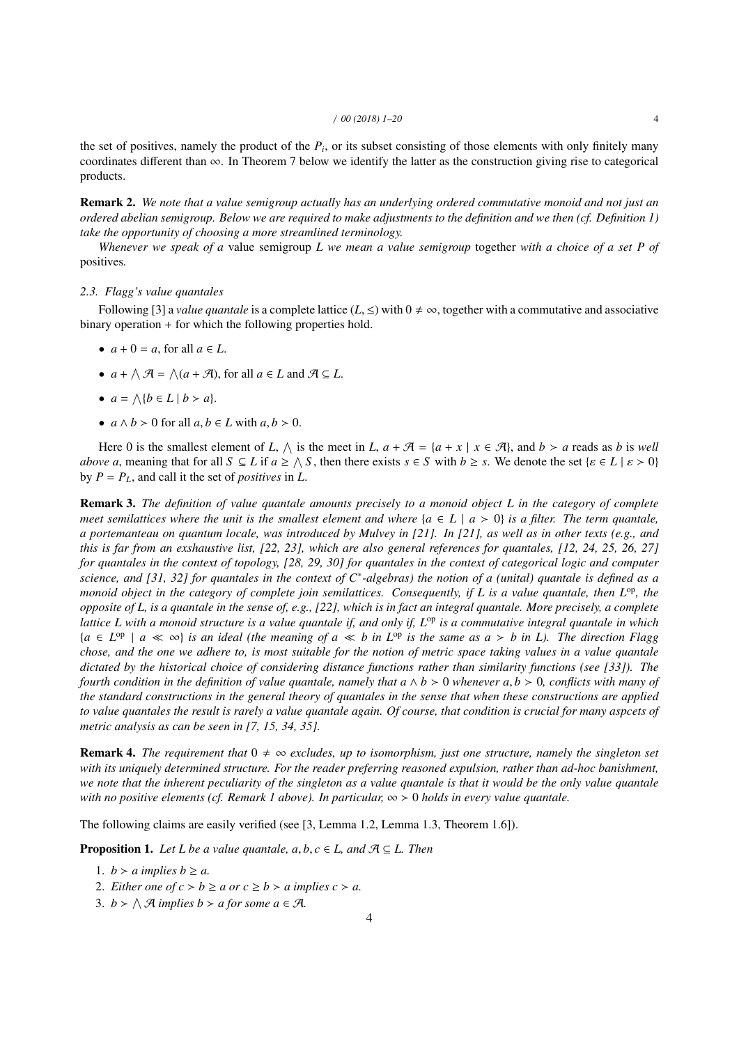the set of positives, namely the product of the $P_i$, or its subset consisting of those elements with only finitely many coordinates different than $\infty$. In Theorem 7 below we identify the latter as the construction giving rise to categorical products.

**Remark 2.** *We note that a value semigroup actually has an underlying ordered commutative monoid and not just an ordered abelian semigroup. Below we are required to make adjustments to the definition and we then (cf. Definition 1) take the opportunity of choosing a more streamlined terminology.*

*Whenever we speak of a* value semigroup *$L$ we mean a value semigroup* together *with a choice of a set $P$ of* positives*.*

### 2.3. Flagg's value quantales

Following [3] a *value quantale* is a complete lattice $(L, \leq)$ with $0 \neq \infty$, together with a commutative and associative binary operation $+$ for which the following properties hold.

- $a + 0 = a$, for all $a \in L$.
- $a + \bigwedge \mathcal{A} = \bigwedge(a + \mathcal{A})$, for all $a \in L$ and $\mathcal{A} \subseteq L$.
- $a = \bigwedge\{b \in L \mid b \succ a\}$.
- $a \wedge b \succ 0$ for all $a, b \in L$ with $a, b \succ 0$.

Here $0$ is the smallest element of $L$, $\bigwedge$ is the meet in $L$, $a + \mathcal{A} = \{a + x \mid x \in \mathcal{A}\}$, and $b \succ a$ reads as $b$ is *well above* $a$, meaning that for all $S \subseteq L$ if $a \geq \bigwedge S$, then there exists $s \in S$ with $b \geq s$. We denote the set $\{\varepsilon \in L \mid \varepsilon \succ 0\}$ by $P = P_L$, and call it the set of *positives* in $L$.

**Remark 3.** *The definition of value quantale amounts precisely to a monoid object $L$ in the category of complete meet semilattices where the unit is the smallest element and where $\{a \in L \mid a \succ 0\}$ is a filter. The term quantale, a portemanteau on quantum locale, was introduced by Mulvey in [21]. In [21], as well as in other texts (e.g., and this is far from an exshaustive list, [22, 23], which are also general references for quantales, [12, 24, 25, 26, 27] for quantales in the context of topology, [28, 29, 30] for quantales in the context of categorical logic and computer science, and [31, 32] for quantales in the context of $C^*$-algebras) the notion of a (unital) quantale is defined as a monoid object in the category of complete join semilattices. Consequently, if $L$ is a value quantale, then $L^{\mathrm{op}}$, the opposite of $L$, is a quantale in the sense of, e.g., [22], which is in fact an integral quantale. More precisely, a complete lattice $L$ with a monoid structure is a value quantale if, and only if, $L^{\mathrm{op}}$ is a commutative integral quantale in which $\{a \in L^{\mathrm{op}} \mid a \ll \infty\}$ is an ideal (the meaning of $a \ll b$ in $L^{\mathrm{op}}$ is the same as $a \succ b$ in $L$). The direction Flagg chose, and the one we adhere to, is most suitable for the notion of metric space taking values in a value quantale dictated by the historical choice of considering distance functions rather than similarity functions (see [33]). The fourth condition in the definition of value quantale, namely that $a \wedge b \succ 0$ whenever $a, b \succ 0$, conflicts with many of the standard constructions in the general theory of quantales in the sense that when these constructions are applied to value quantales the result is rarely a value quantale again. Of course, that condition is crucial for many aspcets of metric analysis as can be seen in [7, 15, 34, 35].*

**Remark 4.** *The requirement that $0 \neq \infty$ excludes, up to isomorphism, just one structure, namely the singleton set with its uniquely determined structure. For the reader preferring reasoned expulsion, rather than ad-hoc banishment, we note that the inherent peculiarity of the singleton as a value quantale is that it would be the only value quantale with no positive elements (cf. Remark 1 above). In particular, $\infty \succ 0$ holds in every value quantale.*

The following claims are easily verified (see [3, Lemma 1.2, Lemma 1.3, Theorem 1.6]).

**Proposition 1.** *Let $L$ be a value quantale, $a, b, c \in L$, and $\mathcal{A} \subseteq L$. Then*

1. *$b \succ a$ implies $b \geq a$.*
2. *Either one of $c \succ b \geq a$ or $c \geq b \succ a$ implies $c \succ a$.*
3. *$b \succ \bigwedge \mathcal{A}$ implies $b \succ a$ for some $a \in \mathcal{A}$.*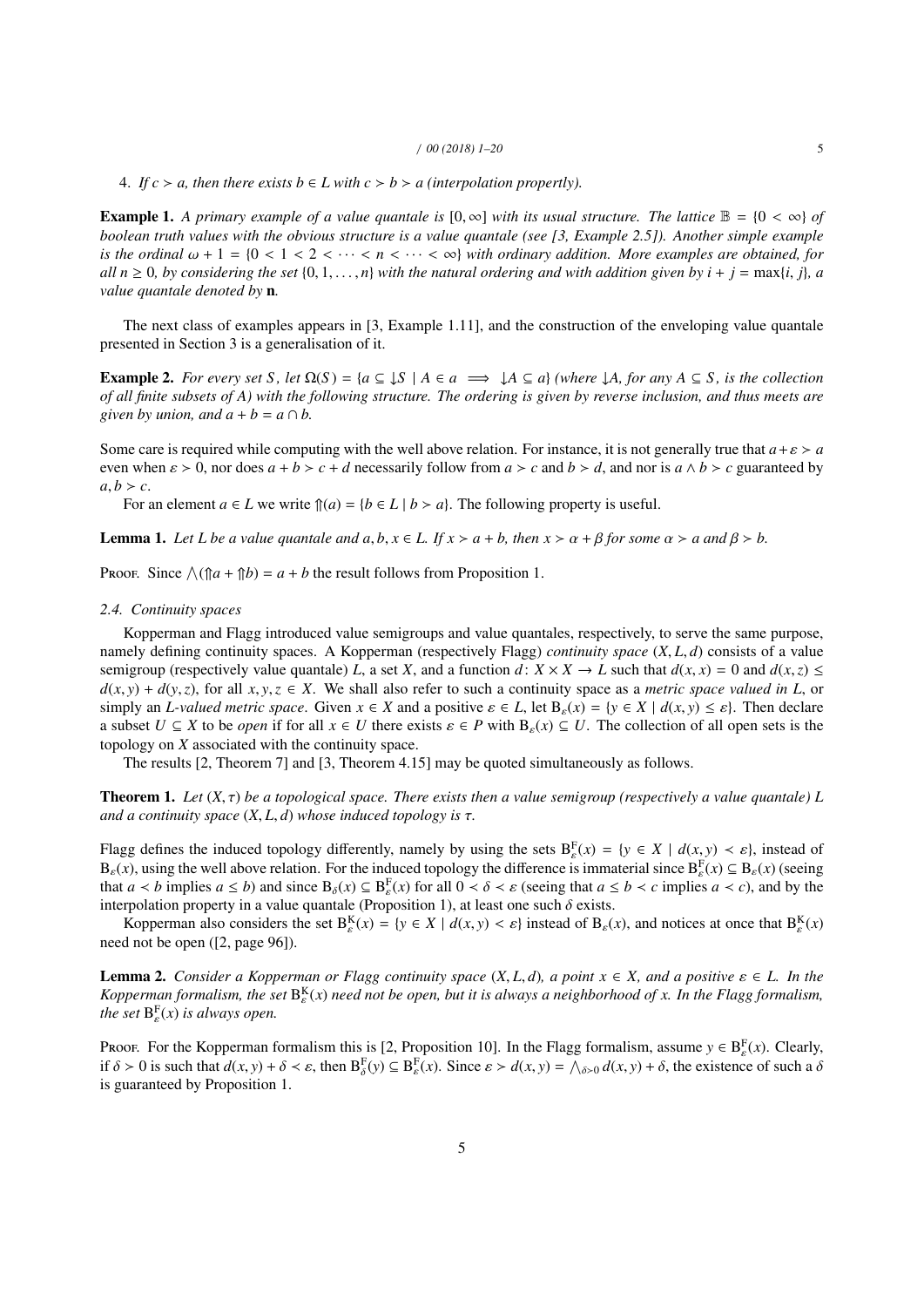4. *If $c \succ a$, then there exists $b \in L$ with $c \succ b \succ a$ (interpolation propertly).*

**Example 1.** *A primary example of a value quantale is $[0, \infty]$ with its usual structure. The lattice $\mathbb{B} = \{0 < \infty\}$ of boolean truth values with the obvious structure is a value quantale (see [3, Example 2.5]). Another simple example is the ordinal $\omega + 1 = \{0 < 1 < 2 < \cdots < n < \cdots < \infty\}$ with ordinary addition. More examples are obtained, for all $n \geq 0$, by considering the set $\{0, 1, \ldots, n\}$ with the natural ordering and with addition given by $i + j = \max\{i, j\}$, a value quantale denoted by* $\mathbf{n}$*.*

The next class of examples appears in [3, Example 1.11], and the construction of the enveloping value quantale presented in Section 3 is a generalisation of it.

**Example 2.** *For every set $S$, let $\Omega(S) = \{a \subseteq \downarrow S \mid A \in a \implies \downarrow A \subseteq a\}$ (where $\downarrow A$, for any $A \subseteq S$, is the collection of all finite subsets of $A$) with the following structure. The ordering is given by reverse inclusion, and thus meets are given by union, and $a + b = a \cap b$.*

Some care is required while computing with the well above relation. For instance, it is not generally true that $a + \varepsilon \succ a$ even when $\varepsilon \succ 0$, nor does $a + b \succ c + d$ necessarily follow from $a \succ c$ and $b \succ d$, and nor is $a \wedge b \succ c$ guaranteed by $a, b \succ c$.

For an element $a \in L$ we write $\Uparrow(a) = \{b \in L \mid b \succ a\}$. The following property is useful.

**Lemma 1.** *Let $L$ be a value quantale and $a, b, x \in L$. If $x \succ a + b$, then $x \succ \alpha + \beta$ for some $\alpha \succ a$ and $\beta \succ b$.*

Proof. Since $\bigwedge(\Uparrow a + \Uparrow b) = a + b$ the result follows from Proposition 1.

### 2.4. Continuity spaces

Kopperman and Flagg introduced value semigroups and value quantales, respectively, to serve the same purpose, namely defining continuity spaces. A Kopperman (respectively Flagg) *continuity space* $(X, L, d)$ consists of a value semigroup (respectively value quantale) $L$, a set $X$, and a function $d \colon X \times X \to L$ such that $d(x, x) = 0$ and $d(x, z) \leq d(x, y) + d(y, z)$, for all $x, y, z \in X$. We shall also refer to such a continuity space as a *metric space valued in L*, or simply an *L-valued metric space*. Given $x \in X$ and a positive $\varepsilon \in L$, let $\mathrm{B}_\varepsilon(x) = \{y \in X \mid d(x, y) \leq \varepsilon\}$. Then declare a subset $U \subseteq X$ to be *open* if for all $x \in U$ there exists $\varepsilon \in P$ with $\mathrm{B}_\varepsilon(x) \subseteq U$. The collection of all open sets is the topology on $X$ associated with the continuity space.

The results [2, Theorem 7] and [3, Theorem 4.15] may be quoted simultaneously as follows.

**Theorem 1.** *Let $(X, \tau)$ be a topological space. There exists then a value semigroup (respectively a value quantale) $L$ and a continuity space $(X, L, d)$ whose induced topology is $\tau$.*

Flagg defines the induced topology differently, namely by using the sets $\mathrm{B}^{\mathrm{F}}_\varepsilon(x) = \{y \in X \mid d(x, y) \prec \varepsilon\}$, instead of $\mathrm{B}_\varepsilon(x)$, using the well above relation. For the induced topology the difference is immaterial since $\mathrm{B}^{\mathrm{F}}_\varepsilon(x) \subseteq \mathrm{B}_\varepsilon(x)$ (seeing that $a \prec b$ implies $a \leq b$) and since $\mathrm{B}_\delta(x) \subseteq \mathrm{B}^{\mathrm{F}}_\varepsilon(x)$ for all $0 \prec \delta \prec \varepsilon$ (seeing that $a \leq b \prec c$ implies $a \prec c$), and by the interpolation property in a value quantale (Proposition 1), at least one such $\delta$ exists.

Kopperman also considers the set $\mathrm{B}^{\mathrm{K}}_\varepsilon(x) = \{y \in X \mid d(x, y) < \varepsilon\}$ instead of $\mathrm{B}_\varepsilon(x)$, and notices at once that $\mathrm{B}^{\mathrm{K}}_\varepsilon(x)$ need not be open ([2, page 96]).

**Lemma 2.** *Consider a Kopperman or Flagg continuity space $(X, L, d)$, a point $x \in X$, and a positive $\varepsilon \in L$. In the Kopperman formalism, the set $\mathrm{B}^{\mathrm{K}}_\varepsilon(x)$ need not be open, but it is always a neighborhood of $x$. In the Flagg formalism, the set $\mathrm{B}^{\mathrm{F}}_\varepsilon(x)$ is always open.*

Proof. For the Kopperman formalism this is [2, Proposition 10]. In the Flagg formalism, assume $y \in \mathrm{B}^{\mathrm{F}}_\varepsilon(x)$. Clearly, if $\delta \succ 0$ is such that $d(x, y) + \delta \prec \varepsilon$, then $\mathrm{B}^{\mathrm{F}}_\delta(y) \subseteq \mathrm{B}^{\mathrm{F}}_\varepsilon(x)$. Since $\varepsilon \succ d(x, y) = \bigwedge_{\delta \succ 0} d(x, y) + \delta$, the existence of such a $\delta$ is guaranteed by Proposition 1.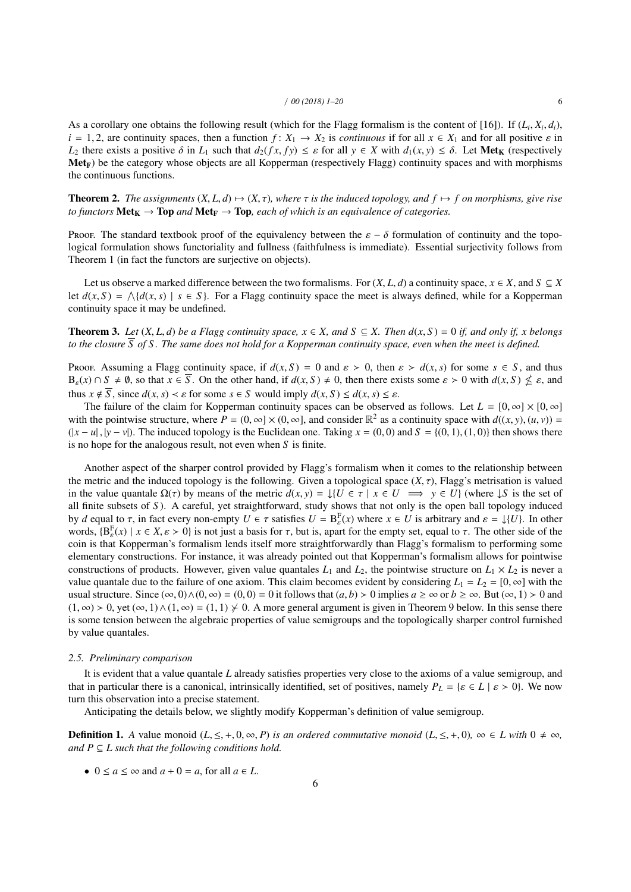As a corollary one obtains the following result (which for the Flagg formalism is the content of [16]). If $(L_i, X_i, d_i)$, $i = 1, 2$, are continuity spaces, then a function $f\colon X_1 \to X_2$ is *continuous* if for all $x \in X_1$ and for all positive $\varepsilon$ in $L_2$ there exists a positive $\delta$ in $L_1$ such that $d_2(fx, fy) \le \varepsilon$ for all $y \in X$ with $d_1(x, y) \le \delta$. Let $\mathbf{Met_K}$ (respectively $\mathbf{Met_F}$) be the category whose objects are all Kopperman (respectively Flagg) continuity spaces and with morphisms the continuous functions.

**Theorem 2.** *The assignments $(X, L, d) \mapsto (X, \tau)$, where $\tau$ is the induced topology, and $f \mapsto f$ on morphisms, give rise to functors $\mathbf{Met_K} \to \mathbf{Top}$ and $\mathbf{Met_F} \to \mathbf{Top}$, each of which is an equivalence of categories.*

Proof. The standard textbook proof of the equivalency between the $\varepsilon - \delta$ formulation of continuity and the topological formulation shows functoriality and fullness (faithfulness is immediate). Essential surjectivity follows from Theorem 1 (in fact the functors are surjective on objects).

Let us observe a marked difference between the two formalisms. For $(X, L, d)$ a continuity space, $x \in X$, and $S \subseteq X$ let $d(x, S) = \bigwedge\{d(x, s) \mid s \in S\}$. For a Flagg continuity space the meet is always defined, while for a Kopperman continuity space it may be undefined.

**Theorem 3.** *Let $(X, L, d)$ be a Flagg continuity space, $x \in X$, and $S \subseteq X$. Then $d(x, S) = 0$ if, and only if, $x$ belongs to the closure $\overline{S}$ of $S$. The same does not hold for a Kopperman continuity space, even when the meet is defined.*

Proof. Assuming a Flagg continuity space, if $d(x, S) = 0$ and $\varepsilon \succ 0$, then $\varepsilon \succ d(x, s)$ for some $s \in S$, and thus $B_\varepsilon(x) \cap S \neq \emptyset$, so that $x \in \overline{S}$. On the other hand, if $d(x, S) \neq 0$, then there exists some $\varepsilon \succ 0$ with $d(x, S) \not\le \varepsilon$, and thus $x \notin \overline{S}$, since $d(x, s) \prec \varepsilon$ for some $s \in S$ would imply $d(x, S) \le d(x, s) \le \varepsilon$.

The failure of the claim for Kopperman continuity spaces can be observed as follows. Let $L = [0, \infty] \times [0, \infty]$ with the pointwise structure, where $P = (0, \infty] \times (0, \infty]$, and consider $\mathbb{R}^2$ as a continuity space with $d((x, y), (u, v)) = (|x - u|, |y - v|)$. The induced topology is the Euclidean one. Taking $x = (0, 0)$ and $S = \{(0, 1), (1, 0)\}$ then shows there is no hope for the analogous result, not even when $S$ is finite.

Another aspect of the sharper control provided by Flagg's formalism when it comes to the relationship between the metric and the induced topology is the following. Given a topological space $(X, \tau)$, Flagg's metrisation is valued in the value quantale $\Omega(\tau)$ by means of the metric $d(x, y) = \downarrow\{U \in \tau \mid x \in U \implies y \in U\}$ (where $\downarrow S$ is the set of all finite subsets of $S$). A careful, yet straightforward, study shows that not only is the open ball topology induced by $d$ equal to $\tau$, in fact every non-empty $U \in \tau$ satisfies $U = B^{\mathrm{F}}_\varepsilon(x)$ where $x \in U$ is arbitrary and $\varepsilon = \downarrow\{U\}$. In other words, $\{B^{\mathrm{F}}_\varepsilon(x) \mid x \in X, \varepsilon \succ 0\}$ is not just a basis for $\tau$, but is, apart for the empty set, equal to $\tau$. The other side of the coin is that Kopperman's formalism lends itself more straightforwardly than Flagg's formalism to performing some elementary constructions. For instance, it was already pointed out that Kopperman's formalism allows for pointwise constructions of products. However, given value quantales $L_1$ and $L_2$, the pointwise structure on $L_1 \times L_2$ is never a value quantale due to the failure of one axiom. This claim becomes evident by considering $L_1 = L_2 = [0, \infty]$ with the usual structure. Since $(\infty, 0) \wedge (0, \infty) = (0, 0) = 0$ it follows that $(a, b) \succ 0$ implies $a \ge \infty$ or $b \ge \infty$. But $(\infty, 1) \succ 0$ and $(1, \infty) \succ 0$, yet $(\infty, 1) \wedge (1, \infty) = (1, 1) \not\succ 0$. A more general argument is given in Theorem 9 below. In this sense there is some tension between the algebraic properties of value semigroups and the topologically sharper control furnished by value quantales.

### 2.5. Preliminary comparison

It is evident that a value quantale $L$ already satisfies properties very close to the axioms of a value semigroup, and that in particular there is a canonical, intrinsically identified, set of positives, namely $P_L = \{\varepsilon \in L \mid \varepsilon \succ 0\}$. We now turn this observation into a precise statement.

Anticipating the details below, we slightly modify Kopperman's definition of value semigroup.

**Definition 1.** *A* value monoid $(L, \le, +, 0, \infty, P)$ *is an ordered commutative monoid $(L, \le, +, 0)$, $\infty \in L$ with $0 \neq \infty$, and $P \subseteq L$ such that the following conditions hold.*

- $0 \le a \le \infty$ and $a + 0 = a$, for all $a \in L$.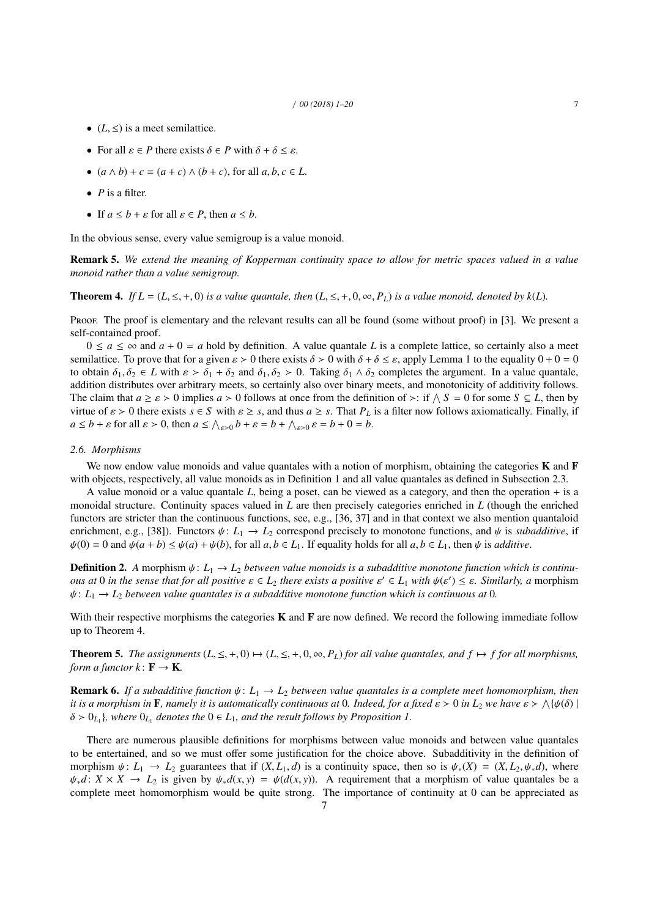- $(L, \leq)$ is a meet semilattice.
- For all $\varepsilon \in P$ there exists $\delta \in P$ with $\delta + \delta \leq \varepsilon$.
- $(a \wedge b) + c = (a + c) \wedge (b + c)$, for all $a, b, c \in L$.
- $P$ is a filter.
- If $a \leq b + \varepsilon$ for all $\varepsilon \in P$, then $a \leq b$.

In the obvious sense, every value semigroup is a value monoid.

**Remark 5.** *We extend the meaning of Kopperman continuity space to allow for metric spaces valued in a value monoid rather than a value semigroup.*

**Theorem 4.** *If $L = (L, \leq, +, 0)$ is a value quantale, then $(L, \leq, +, 0, \infty, P_L)$ is a value monoid, denoted by $k(L)$.*

Proof. The proof is elementary and the relevant results can all be found (some without proof) in [3]. We present a self-contained proof.

$0 \leq a \leq \infty$ and $a + 0 = a$ hold by definition. A value quantale $L$ is a complete lattice, so certainly also a meet semilattice. To prove that for a given $\varepsilon \succ 0$ there exists $\delta \succ 0$ with $\delta + \delta \leq \varepsilon$, apply Lemma 1 to the equality $0 + 0 = 0$ to obtain $\delta_1, \delta_2 \in L$ with $\varepsilon \succ \delta_1 + \delta_2$ and $\delta_1, \delta_2 \succ 0$. Taking $\delta_1 \wedge \delta_2$ completes the argument. In a value quantale, addition distributes over arbitrary meets, so certainly also over binary meets, and monotonicity of additivity follows. The claim that $a \geq \varepsilon \succ 0$ implies $a \succ 0$ follows at once from the definition of $\succ$: if $\bigwedge S = 0$ for some $S \subseteq L$, then by virtue of $\varepsilon \succ 0$ there exists $s \in S$ with $\varepsilon \geq s$, and thus $a \geq s$. That $P_L$ is a filter now follows axiomatically. Finally, if $a \leq b + \varepsilon$ for all $\varepsilon \succ 0$, then $a \leq \bigwedge_{\varepsilon \succ 0} b + \varepsilon = b + \bigwedge_{\varepsilon \succ 0} \varepsilon = b + 0 = b$.

### 2.6. Morphisms

We now endow value monoids and value quantales with a notion of morphism, obtaining the categories $\mathbf{K}$ and $\mathbf{F}$ with objects, respectively, all value monoids as in Definition 1 and all value quantales as defined in Subsection 2.3.

A value monoid or a value quantale $L$, being a poset, can be viewed as a category, and then the operation $+$ is a monoidal structure. Continuity spaces valued in $L$ are then precisely categories enriched in $L$ (though the enriched functors are stricter than the continuous functions, see, e.g., [36, 37] and in that context we also mention quantaloid enrichment, e.g., [38]). Functors $\psi \colon L_1 \to L_2$ correspond precisely to monotone functions, and $\psi$ is *subadditive*, if $\psi(0) = 0$ and $\psi(a + b) \leq \psi(a) + \psi(b)$, for all $a, b \in L_1$. If equality holds for all $a, b \in L_1$, then $\psi$ is *additive*.

**Definition 2.** *A* morphism *$\psi \colon L_1 \to L_2$ between value monoids is a subadditive monotone function which is continuous at 0 in the sense that for all positive $\varepsilon \in L_2$ there exists a positive $\varepsilon' \in L_1$ with $\psi(\varepsilon') \leq \varepsilon$. Similarly, a* morphism *$\psi \colon L_1 \to L_2$ between value quantales is a subadditive monotone function which is continuous at 0.*

With their respective morphisms the categories $\mathbf{K}$ and $\mathbf{F}$ are now defined. We record the following immediate follow up to Theorem 4.

**Theorem 5.** *The assignments $(L, \leq, +, 0) \mapsto (L, \leq, +, 0, \infty, P_L)$ for all value quantales, and $f \mapsto f$ for all morphisms, form a functor $k \colon \mathbf{F} \to \mathbf{K}$.*

**Remark 6.** *If a subadditive function $\psi \colon L_1 \to L_2$ between value quantales is a complete meet homomorphism, then it is a morphism in $\mathbf{F}$, namely it is automatically continuous at 0. Indeed, for a fixed $\varepsilon \succ 0$ in $L_2$ we have $\varepsilon \succ \bigwedge\{\psi(\delta) \mid \delta \succ 0_{L_1}\}$, where $0_{L_1}$ denotes the $0 \in L_1$, and the result follows by Proposition 1.*

There are numerous plausible definitions for morphisms between value monoids and between value quantales to be entertained, and so we must offer some justification for the choice above. Subadditivity in the definition of morphism $\psi \colon L_1 \to L_2$ guarantees that if $(X, L_1, d)$ is a continuity space, then so is $\psi_*(X) = (X, L_2, \psi_* d)$, where $\psi_* d \colon X \times X \to L_2$ is given by $\psi_* d(x, y) = \psi(d(x, y))$. A requirement that a morphism of value quantales be a complete meet homomorphism would be quite strong. The importance of continuity at 0 can be appreciated as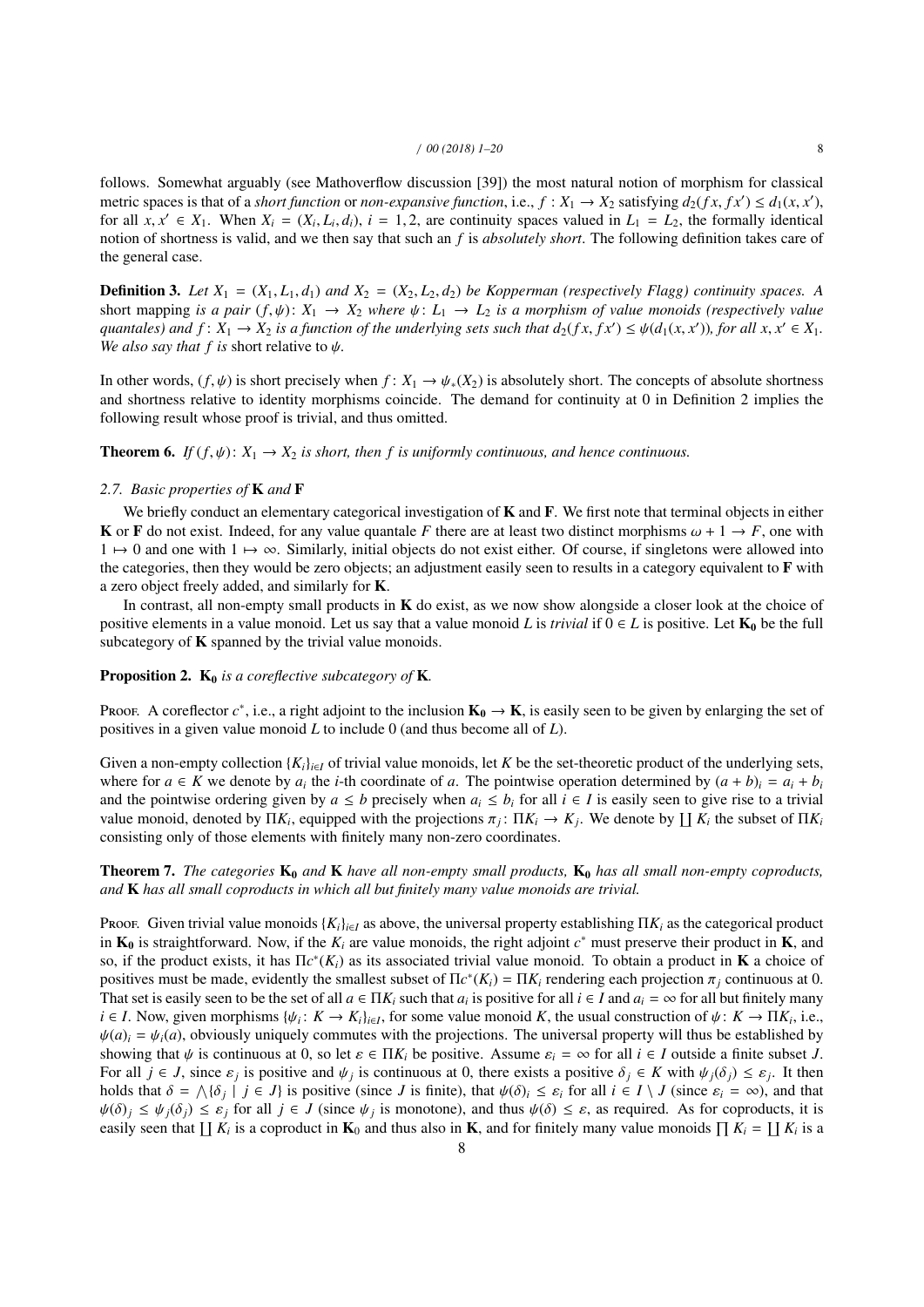follows. Somewhat arguably (see Mathoverflow discussion [39]) the most natural notion of morphism for classical metric spaces is that of a *short function* or *non-expansive function*, i.e., $f : X_1 \to X_2$ satisfying $d_2(fx, fx') \le d_1(x, x')$, for all $x, x' \in X_1$. When $X_i = (X_i, L_i, d_i)$, $i = 1, 2$, are continuity spaces valued in $L_1 = L_2$, the formally identical notion of shortness is valid, and we then say that such an $f$ is *absolutely short*. The following definition takes care of the general case.

**Definition 3.** *Let $X_1 = (X_1, L_1, d_1)$ and $X_2 = (X_2, L_2, d_2)$ be Kopperman (respectively Flagg) continuity spaces. A* short mapping *is a pair $(f, \psi)\colon X_1 \to X_2$ where $\psi\colon L_1 \to L_2$ is a morphism of value monoids (respectively value quantales) and $f\colon X_1 \to X_2$ is a function of the underlying sets such that $d_2(fx, fx') \le \psi(d_1(x, x'))$, for all $x, x' \in X_1$. We also say that $f$ is* short relative to $\psi$.

In other words, $(f, \psi)$ is short precisely when $f\colon X_1 \to \psi_*(X_2)$ is absolutely short. The concepts of absolute shortness and shortness relative to identity morphisms coincide. The demand for continuity at 0 in Definition 2 implies the following result whose proof is trivial, and thus omitted.

**Theorem 6.** *If $(f, \psi)\colon X_1 \to X_2$ is short, then $f$ is uniformly continuous, and hence continuous.*

### 2.7. Basic properties of K and F

We briefly conduct an elementary categorical investigation of **K** and **F**. We first note that terminal objects in either **K** or **F** do not exist. Indeed, for any value quantale $F$ there are at least two distinct morphisms $\omega + 1 \to F$, one with $1 \mapsto 0$ and one with $1 \mapsto \infty$. Similarly, initial objects do not exist either. Of course, if singletons were allowed into the categories, then they would be zero objects; an adjustment easily seen to results in a category equivalent to **F** with a zero object freely added, and similarly for **K**.

In contrast, all non-empty small products in **K** do exist, as we now show alongside a closer look at the choice of positive elements in a value monoid. Let us say that a value monoid $L$ is *trivial* if $0 \in L$ is positive. Let $\mathbf{K_0}$ be the full subcategory of **K** spanned by the trivial value monoids.

**Proposition 2.** *$\mathbf{K_0}$ is a coreflective subcategory of **K**.*

Proof. A coreflector $c^*$, i.e., a right adjoint to the inclusion $\mathbf{K_0} \to \mathbf{K}$, is easily seen to be given by enlarging the set of positives in a given value monoid $L$ to include 0 (and thus become all of $L$).

Given a non-empty collection $\{K_i\}_{i\in I}$ of trivial value monoids, let $K$ be the set-theoretic product of the underlying sets, where for $a \in K$ we denote by $a_i$ the $i$-th coordinate of $a$. The pointwise operation determined by $(a + b)_i = a_i + b_i$ and the pointwise ordering given by $a \le b$ precisely when $a_i \le b_i$ for all $i \in I$ is easily seen to give rise to a trivial value monoid, denoted by $\Pi K_i$, equipped with the projections $\pi_j\colon \Pi K_i \to K_j$. We denote by $\coprod K_i$ the subset of $\Pi K_i$ consisting only of those elements with finitely many non-zero coordinates.

**Theorem 7.** *The categories $\mathbf{K_0}$ and **K** have all non-empty small products, $\mathbf{K_0}$ has all small non-empty coproducts, and **K** has all small coproducts in which all but finitely many value monoids are trivial.*

Proof. Given trivial value monoids $\{K_i\}_{i\in I}$ as above, the universal property establishing $\Pi K_i$ as the categorical product in $\mathbf{K_0}$ is straightforward. Now, if the $K_i$ are value monoids, the right adjoint $c^*$ must preserve their product in **K**, and so, if the product exists, it has $\Pi c^*(K_i)$ as its associated trivial value monoid. To obtain a product in **K** a choice of positives must be made, evidently the smallest subset of $\Pi c^*(K_i) = \Pi K_i$ rendering each projection $\pi_j$ continuous at 0. That set is easily seen to be the set of all $a \in \Pi K_i$ such that $a_i$ is positive for all $i \in I$ and $a_i = \infty$ for all but finitely many $i \in I$. Now, given morphisms $\{\psi_i\colon K \to K_i\}_{i\in I}$, for some value monoid $K$, the usual construction of $\psi\colon K \to \Pi K_i$, i.e., $\psi(a)_i = \psi_i(a)$, obviously uniquely commutes with the projections. The universal property will thus be established by showing that $\psi$ is continuous at 0, so let $\varepsilon \in \Pi K_i$ be positive. Assume $\varepsilon_i = \infty$ for all $i \in I$ outside a finite subset $J$. For all $j \in J$, since $\varepsilon_j$ is positive and $\psi_j$ is continuous at 0, there exists a positive $\delta_j \in K$ with $\psi_j(\delta_j) \le \varepsilon_j$. It then holds that $\delta = \bigwedge\{\delta_j \mid j \in J\}$ is positive (since $J$ is finite), that $\psi(\delta)_i \le \varepsilon_i$ for all $i \in I \setminus J$ (since $\varepsilon_i = \infty$), and that $\psi(\delta)_j \le \psi_j(\delta_j) \le \varepsilon_j$ for all $j \in J$ (since $\psi_j$ is monotone), and thus $\psi(\delta) \le \varepsilon$, as required. As for coproducts, it is easily seen that $\coprod K_i$ is a coproduct in $\mathbf{K}_0$ and thus also in **K**, and for finitely many value monoids $\prod K_i = \coprod K_i$ is a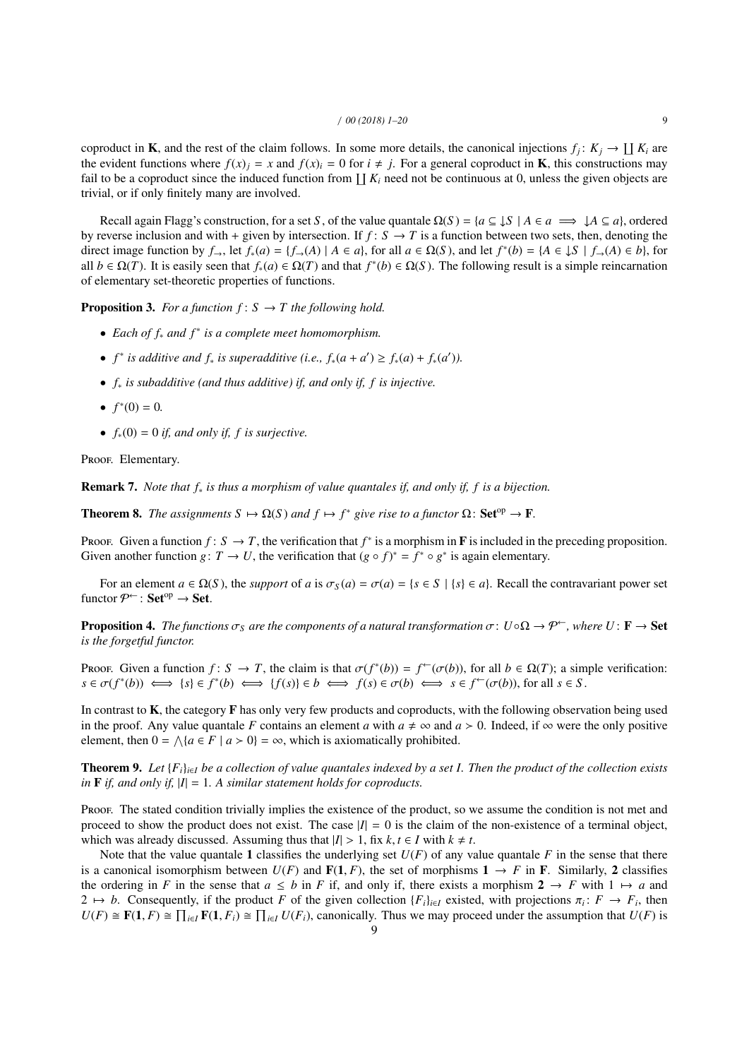coproduct in $\mathbf{K}$, and the rest of the claim follows. In some more details, the canonical injections $f_j\colon K_j \to \coprod K_i$ are the evident functions where $f(x)_j = x$ and $f(x)_i = 0$ for $i \neq j$. For a general coproduct in $\mathbf{K}$, this constructions may fail to be a coproduct since the induced function from $\coprod K_i$ need not be continuous at 0, unless the given objects are trivial, or if only finitely many are involved.

Recall again Flagg's construction, for a set $S$, of the value quantale $\Omega(S) = \{a \subseteq \downarrow S \mid A \in a \implies \downarrow A \subseteq a\}$, ordered by reverse inclusion and with $+$ given by intersection. If $f\colon S \to T$ is a function between two sets, then, denoting the direct image function by $f_{\rightarrow}$, let $f_*(a) = \{f_{\rightarrow}(A) \mid A \in a\}$, for all $a \in \Omega(S)$, and let $f^*(b) = \{A \in \downarrow S \mid f_{\rightarrow}(A) \in b\}$, for all $b \in \Omega(T)$. It is easily seen that $f_*(a) \in \Omega(T)$ and that $f^*(b) \in \Omega(S)$. The following result is a simple reincarnation of elementary set-theoretic properties of functions.

**Proposition 3.** *For a function $f\colon S \to T$ the following hold.*

- *Each of $f_*$ and $f^*$ is a complete meet homomorphism.*
- *$f^*$ is additive and $f_*$ is superadditive (i.e., $f_*(a + a') \geq f_*(a) + f_*(a')$).*
- *$f_*$ is subadditive (and thus additive) if, and only if, $f$ is injective.*
- *$f^*(0) = 0$.*
- *$f_*(0) = 0$ if, and only if, $f$ is surjective.*

Proof. Elementary.

**Remark 7.** *Note that $f_*$ is thus a morphism of value quantales if, and only if, $f$ is a bijection.*

**Theorem 8.** *The assignments $S \mapsto \Omega(S)$ and $f \mapsto f^*$ give rise to a functor $\Omega\colon \mathbf{Set}^{\mathrm{op}} \to \mathbf{F}$.*

Proof. Given a function $f\colon S \to T$, the verification that $f^*$ is a morphism in $\mathbf{F}$ is included in the preceding proposition. Given another function $g\colon T \to U$, the verification that $(g \circ f)^* = f^* \circ g^*$ is again elementary.

For an element $a \in \Omega(S)$, the *support* of $a$ is $\sigma_S(a) = \sigma(a) = \{s \in S \mid \{s\} \in a\}$. Recall the contravariant power set functor $\mathcal{P}^{\leftarrow}\colon \mathbf{Set}^{\mathrm{op}} \to \mathbf{Set}$.

**Proposition 4.** *The functions $\sigma_S$ are the components of a natural transformation $\sigma\colon U \circ \Omega \to \mathcal{P}^{\leftarrow}$, where $U\colon \mathbf{F} \to \mathbf{Set}$ is the forgetful functor.*

Proof. Given a function $f\colon S \to T$, the claim is that $\sigma(f^*(b)) = f^{\leftarrow}(\sigma(b))$, for all $b \in \Omega(T)$; a simple verification: $s \in \sigma(f^*(b)) \iff \{s\} \in f^*(b) \iff \{f(s)\} \in b \iff f(s) \in \sigma(b) \iff s \in f^{\leftarrow}(\sigma(b))$, for all $s \in S$.

In contrast to $\mathbf{K}$, the category $\mathbf{F}$ has only very few products and coproducts, with the following observation being used in the proof. Any value quantale $F$ contains an element $a$ with $a \neq \infty$ and $a > 0$. Indeed, if $\infty$ were the only positive element, then $0 = \bigwedge\{a \in F \mid a > 0\} = \infty$, which is axiomatically prohibited.

**Theorem 9.** *Let $\{F_i\}_{i \in I}$ be a collection of value quantales indexed by a set $I$. Then the product of the collection exists in $\mathbf{F}$ if, and only if, $|I| = 1$. A similar statement holds for coproducts.*

Proof. The stated condition trivially implies the existence of the product, so we assume the condition is not met and proceed to show the product does not exist. The case $|I| = 0$ is the claim of the non-existence of a terminal object, which was already discussed. Assuming thus that $|I| > 1$, fix $k, t \in I$ with $k \neq t$.

Note that the value quantale $\mathbf{1}$ classifies the underlying set $U(F)$ of any value quantale $F$ in the sense that there is a canonical isomorphism between $U(F)$ and $\mathbf{F}(\mathbf{1}, F)$, the set of morphisms $\mathbf{1} \to F$ in $\mathbf{F}$. Similarly, $\mathbf{2}$ classifies the ordering in $F$ in the sense that $a \leq b$ in $F$ if, and only if, there exists a morphism $\mathbf{2} \to F$ with $1 \mapsto a$ and $2 \mapsto b$. Consequently, if the product $F$ of the given collection $\{F_i\}_{i \in I}$ existed, with projections $\pi_i\colon F \to F_i$, then $U(F) \cong \mathbf{F}(\mathbf{1}, F) \cong \prod_{i \in I} \mathbf{F}(\mathbf{1}, F_i) \cong \prod_{i \in I} U(F_i)$, canonically. Thus we may proceed under the assumption that $U(F)$ is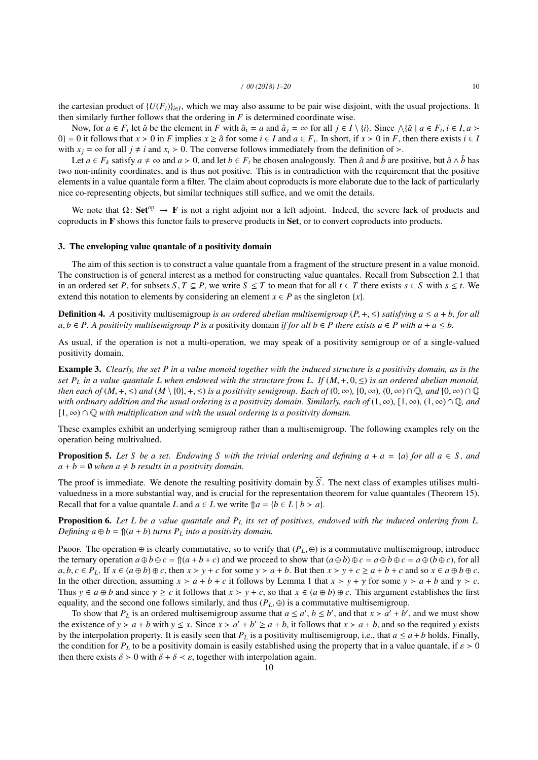the cartesian product of $\{U(F_i)\}_{i\in I}$, which we may also assume to be pair wise disjoint, with the usual projections. It then similarly further follows that the ordering in $F$ is determined coordinate wise.

Now, for $a \in F_i$ let $\hat{a}$ be the element in $F$ with $\hat{a}_i = a$ and $\hat{a}_j = \infty$ for all $j \in I \setminus \{i\}$. Since $\bigwedge\{\hat{a} \mid a \in F_i, i \in I, a \succ 0\} = 0$ it follows that $x \succ 0$ in $F$ implies $x \geq \hat{a}$ for some $i \in I$ and $a \in F_i$. In short, if $x \succ 0$ in $F$, then there exists $i \in I$ with $x_j = \infty$ for all $j \neq i$ and $x_i \succ 0$. The converse follows immediately from the definition of $\succ$.

Let $a \in F_k$ satisfy $a \neq \infty$ and $a \succ 0$, and let $b \in F_t$ be chosen analogously. Then $\hat{a}$ and $\hat{b}$ are positive, but $\hat{a} \wedge \hat{b}$ has two non-infinity coordinates, and is thus not positive. This is in contradiction with the requirement that the positive elements in a value quantale form a filter. The claim about coproducts is more elaborate due to the lack of particularly nice co-representing objects, but similar techniques still suffice, and we omit the details.

We note that $\Omega\colon \mathbf{Set}^{\text{op}} \to \mathbf{F}$ is not a right adjoint nor a left adjoint. Indeed, the severe lack of products and coproducts in $\mathbf{F}$ shows this functor fails to preserve products in $\mathbf{Set}$, or to convert coproducts into products.

## 3. The enveloping value quantale of a positivity domain

The aim of this section is to construct a value quantale from a fragment of the structure present in a value monoid. The construction is of general interest as a method for constructing value quantales. Recall from Subsection 2.1 that in an ordered set $P$, for subsets $S, T \subseteq P$, we write $S \leq T$ to mean that for all $t \in T$ there exists $s \in S$ with $s \leq t$. We extend this notation to elements by considering an element $x \in P$ as the singleton $\{x\}$.

**Definition 4.** *A* positivity multisemigroup *is an ordered abelian multisemigroup $(P, +, \leq)$ satisfying $a \leq a + b$, for all $a, b \in P$. A positivity multisemigroup $P$ is a* positivity domain *if for all $b \in P$ there exists $a \in P$ with $a + a \leq b$.*

As usual, if the operation is not a multi-operation, we may speak of a positivity semigroup or of a single-valued positivity domain.

**Example 3.** *Clearly, the set $P$ in a value monoid together with the induced structure is a positivity domain, as is the set $P_L$ in a value quantale $L$ when endowed with the structure from $L$. If $(M, +, 0, \leq)$ is an ordered abelian monoid, then each of $(M, +, \leq)$ and $(M \setminus \{0\}, +, \leq)$ is a positivity semigroup. Each of $(0, \infty)$, $[0, \infty)$, $(0, \infty) \cap \mathbb{Q}$, and $[0, \infty) \cap \mathbb{Q}$ with ordinary addition and the usual ordering is a positivity domain. Similarly, each of $(1, \infty)$, $[1, \infty)$, $(1, \infty) \cap \mathbb{Q}$, and $[1, \infty) \cap \mathbb{Q}$ with multiplication and with the usual ordering is a positivity domain.*

These examples exhibit an underlying semigroup rather than a multisemigroup. The following examples rely on the operation being multivalued.

**Proposition 5.** *Let $S$ be a set. Endowing $S$ with the trivial ordering and defining $a + a = \{a\}$ for all $a \in S$, and $a + b = \emptyset$ when $a \neq b$ results in a positivity domain.*

The proof is immediate. We denote the resulting positivity domain by $\widehat{S}$. The next class of examples utilises multi-valuedness in a more substantial way, and is crucial for the representation theorem for value quantales (Theorem 15). Recall that for a value quantale $L$ and $a \in L$ we write $\Uparrow a = \{b \in L \mid b \succ a\}$.

**Proposition 6.** *Let $L$ be a value quantale and $P_L$ its set of positives, endowed with the induced ordering from $L$. Defining $a \oplus b = \Uparrow(a + b)$ turns $P_L$ into a positivity domain.*

Proof. The operation $\oplus$ is clearly commutative, so to verify that $(P_L, \oplus)$ is a commutative multisemigroup, introduce the ternary operation $a \oplus b \oplus c = \Uparrow(a + b + c)$ and we proceed to show that $(a \oplus b) \oplus c = a \oplus b \oplus c = a \oplus (b \oplus c)$, for all $a, b, c \in P_L$. If $x \in (a \oplus b) \oplus c$, then $x \succ y + c$ for some $y \succ a + b$. But then $x \succ y + c \geq a + b + c$ and so $x \in a \oplus b \oplus c$. In the other direction, assuming $x \succ a + b + c$ it follows by Lemma 1 that $x \succ y + \gamma$ for some $y \succ a + b$ and $\gamma \succ c$. Thus $y \in a \oplus b$ and since $\gamma \geq c$ it follows that $x \succ y + c$, so that $x \in (a \oplus b) \oplus c$. This argument establishes the first equality, and the second one follows similarly, and thus $(P_L, \oplus)$ is a commutative multisemigroup.

To show that $P_L$ is an ordered multisemigroup assume that $a \leq a'$, $b \leq b'$, and that $x \succ a' + b'$, and we must show the existence of $y \succ a + b$ with $y \leq x$. Since $x \succ a' + b' \geq a + b$, it follows that $x \succ a + b$, and so the required $y$ exists by the interpolation property. It is easily seen that $P_L$ is a positivity multisemigroup, i.e., that $a \leq a + b$ holds. Finally, the condition for $P_L$ to be a positivity domain is easily established using the property that in a value quantale, if $\varepsilon \succ 0$ then there exists $\delta \succ 0$ with $\delta + \delta \prec \varepsilon$, together with interpolation again.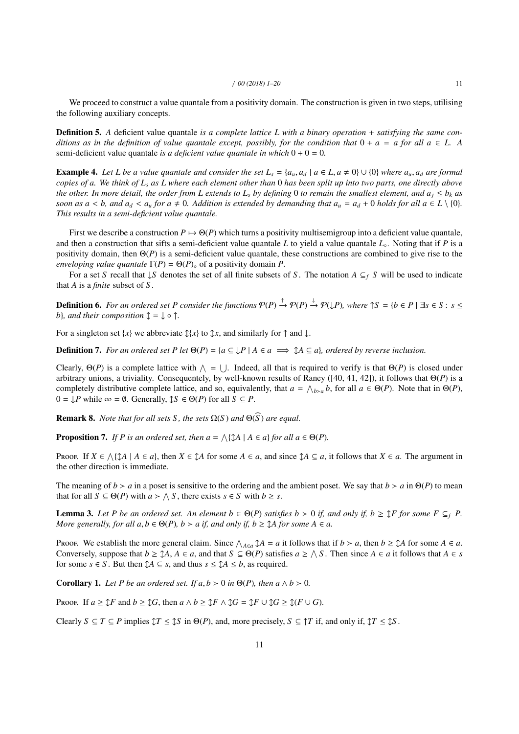We proceed to construct a value quantale from a positivity domain. The construction is given in two steps, utilising the following auxiliary concepts.

**Definition 5.** *A* deficient value quantale *is a complete lattice $L$ with a binary operation $+$ satisfying the same conditions as in the definition of value quantale except, possibly, for the condition that $0 + a = a$ for all $a \in L$. A* semi-deficient value quantale *is a deficient value quantale in which $0 + 0 = 0$.*

**Example 4.** *Let $L$ be a value quantale and consider the set $L_s = \{a_u, a_d \mid a \in L, a \neq 0\} \cup \{0\}$ where $a_u, a_d$ are formal copies of $a$. We think of $L_s$ as $L$ where each element other than $0$ has been split up into two parts, one directly above the other. In more detail, the order from $L$ extends to $L_s$ by defining $0$ to remain the smallest element, and $a_j \leq b_k$ as soon as $a < b$, and $a_d < a_u$ for $a \neq 0$. Addition is extended by demanding that $a_u = a_d + 0$ holds for all $a \in L \setminus \{0\}$. This results in a semi-deficient value quantale.*

First we describe a construction $P \mapsto \Theta(P)$ which turns a positivity multisemigroup into a deficient value quantale, and then a construction that sifts a semi-deficient value quantale $L$ to yield a value quantale $L_\circ$. Noting that if $P$ is a positivity domain, then $\Theta(P)$ is a semi-deficient value quantale, these constructions are combined to give rise to the *enveloping value quantale* $\Gamma(P) = \Theta(P)_\circ$ of a positivity domain $P$.

For a set $S$ recall that $\downarrow S$ denotes the set of all finite subsets of $S$. The notation $A \subseteq_f S$ will be used to indicate that $A$ is a *finite* subset of $S$.

**Definition 6.** *For an ordered set $P$ consider the functions $\mathcal{P}(P) \xrightarrow{\uparrow} \mathcal{P}(P) \xrightarrow{\downarrow} \mathcal{P}(\downarrow P)$, where $\uparrow S = \{b \in P \mid \exists s \in S : s \leq b\}$, and their composition $\updownarrow = \downarrow \circ \uparrow$.*

For a singleton set $\{x\}$ we abbreviate $\updownarrow\{x\}$ to $\updownarrow x$, and similarly for $\uparrow$ and $\downarrow$.

**Definition 7.** *For an ordered set $P$ let $\Theta(P) = \{a \subseteq \downarrow P \mid A \in a \implies \updownarrow A \subseteq a\}$, ordered by reverse inclusion.*

Clearly, $\Theta(P)$ is a complete lattice with $\bigwedge = \bigcup$. Indeed, all that is required to verify is that $\Theta(P)$ is closed under arbitrary unions, a triviality. Consequentely, by well-known results of Raney ([40, 41, 42]), it follows that $\Theta(P)$ is a completely distributive complete lattice, and so, equivalently, that $a = \bigwedge_{b \succ a} b$, for all $a \in \Theta(P)$. Note that in $\Theta(P)$, $0 = \downarrow P$ while $\infty = \emptyset$. Generally, $\updownarrow S \in \Theta(P)$ for all $S \subseteq P$.

**Remark 8.** *Note that for all sets $S$, the sets $\Omega(S)$ and $\Theta(\widehat{S})$ are equal.*

**Proposition 7.** *If $P$ is an ordered set, then $a = \bigwedge\{\updownarrow A \mid A \in a\}$ for all $a \in \Theta(P)$.*

Proof. If $X \in \bigwedge\{\updownarrow A \mid A \in a\}$, then $X \in \updownarrow A$ for some $A \in a$, and since $\updownarrow A \subseteq a$, it follows that $X \in a$. The argument in the other direction is immediate.

The meaning of $b \succ a$ in a poset is sensitive to the ordering and the ambient poset. We say that $b \succ a$ in $\Theta(P)$ to mean that for all $S \subseteq \Theta(P)$ with $a \succ \bigwedge S$, there exists $s \in S$ with $b \geq s$.

**Lemma 3.** *Let $P$ be an ordered set. An element $b \in \Theta(P)$ satisfies $b \succ 0$ if, and only if, $b \geq \updownarrow F$ for some $F \subseteq_f P$. More generally, for all $a, b \in \Theta(P)$, $b \succ a$ if, and only if, $b \geq \updownarrow A$ for some $A \in a$.*

Proof. We establish the more general claim. Since $\bigwedge_{A \in a} \updownarrow A = a$ it follows that if $b \succ a$, then $b \geq \updownarrow A$ for some $A \in a$. Conversely, suppose that $b \geq \updownarrow A$, $A \in a$, and that $S \subseteq \Theta(P)$ satisfies $a \geq \bigwedge S$. Then since $A \in a$ it follows that $A \in s$ for some $s \in S$. But then $\updownarrow A \subseteq s$, and thus $s \leq \updownarrow A \leq b$, as required.

**Corollary 1.** *Let $P$ be an ordered set. If $a, b \succ 0$ in $\Theta(P)$, then $a \wedge b \succ 0$.*

Proof. If $a \geq \updownarrow F$ and $b \geq \updownarrow G$, then $a \wedge b \geq \updownarrow F \wedge \updownarrow G = \updownarrow F \cup \updownarrow G \geq \updownarrow (F \cup G)$.

Clearly $S \subseteq T \subseteq P$ implies $\updownarrow T \leq \updownarrow S$ in $\Theta(P)$, and, more precisely, $S \subseteq \uparrow T$ if, and only if, $\updownarrow T \leq \updownarrow S$.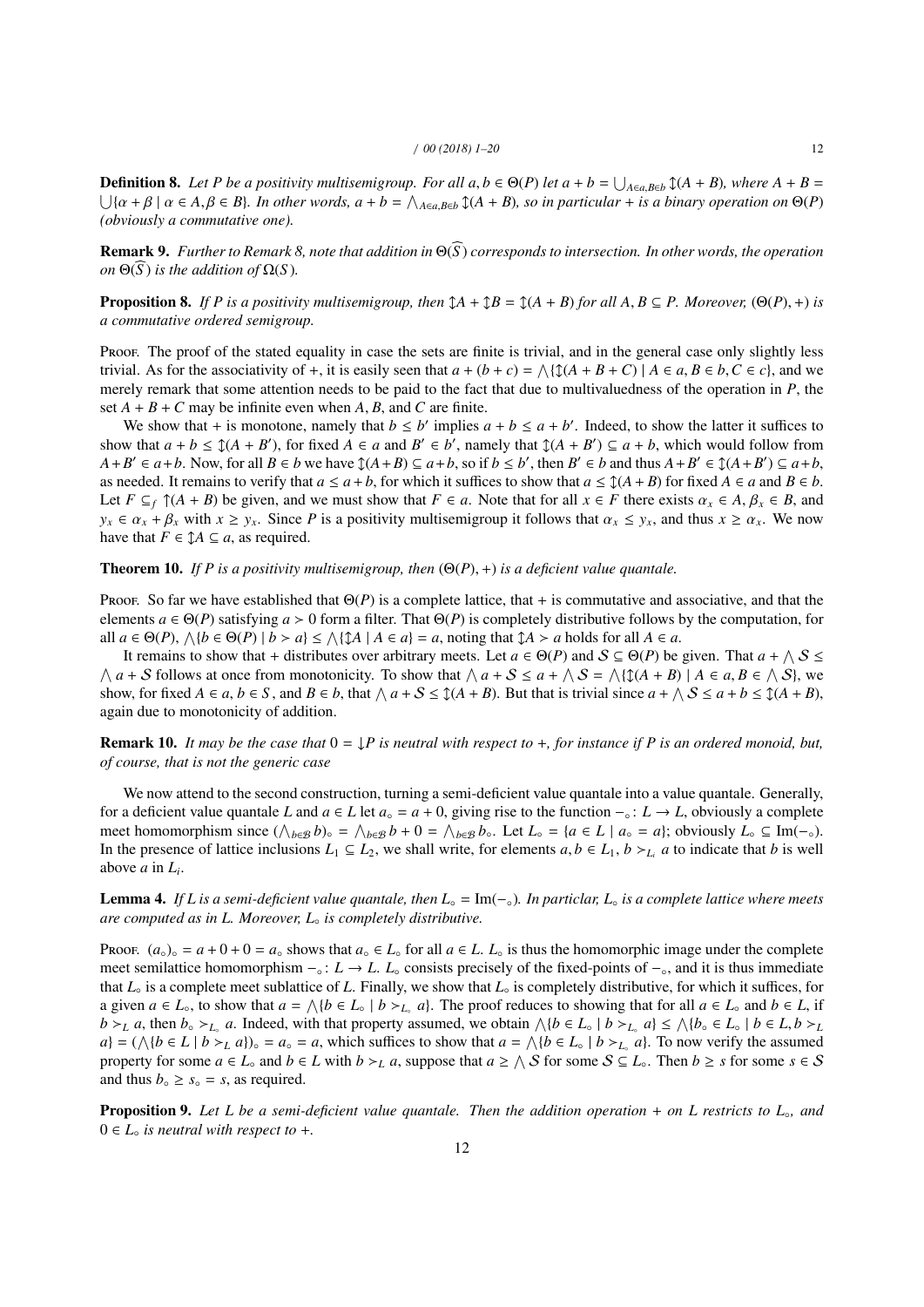**Definition 8.** *Let $P$ be a positivity multisemigroup. For all $a, b \in \Theta(P)$ let $a + b = \bigcup_{A \in a, B \in b} \updownarrow(A + B)$, where $A + B = \bigcup\{\alpha + \beta \mid \alpha \in A, \beta \in B\}$. In other words, $a + b = \bigwedge_{A \in a, B \in b} \updownarrow(A + B)$, so in particular $+$ is a binary operation on $\Theta(P)$ (obviously a commutative one).*

**Remark 9.** *Further to Remark 8, note that addition in $\Theta(\widehat{S})$ corresponds to intersection. In other words, the operation on $\Theta(\widehat{S})$ is the addition of $\Omega(S)$.*

**Proposition 8.** *If $P$ is a positivity multisemigroup, then $\updownarrow A + \updownarrow B = \updownarrow(A + B)$ for all $A, B \subseteq P$. Moreover, $(\Theta(P), +)$ is a commutative ordered semigroup.*

Proof. The proof of the stated equality in case the sets are finite is trivial, and in the general case only slightly less trivial. As for the associativity of $+$, it is easily seen that $a + (b + c) = \bigwedge\{\updownarrow(A + B + C) \mid A \in a, B \in b, C \in c\}$, and we merely remark that some attention needs to be paid to the fact that due to multivaluedness of the operation in $P$, the set $A + B + C$ may be infinite even when $A$, $B$, and $C$ are finite.

We show that $+$ is monotone, namely that $b \leq b'$ implies $a + b \leq a + b'$. Indeed, to show the latter it suffices to show that $a + b \leq \updownarrow(A + B')$, for fixed $A \in a$ and $B' \in b'$, namely that $\updownarrow(A + B') \subseteq a + b$, which would follow from $A + B' \in a + b$. Now, for all $B \in b$ we have $\updownarrow(A + B) \subseteq a + b$, so if $b \leq b'$, then $B' \in b$ and thus $A + B' \in \updownarrow(A + B') \subseteq a + b$, as needed. It remains to verify that $a \leq a + b$, for which it suffices to show that $a \leq \updownarrow(A + B)$ for fixed $A \in a$ and $B \in b$. Let $F \subseteq_f \uparrow(A + B)$ be given, and we must show that $F \in a$. Note that for all $x \in F$ there exists $\alpha_x \in A$, $\beta_x \in B$, and $y_x \in \alpha_x + \beta_x$ with $x \geq y_x$. Since $P$ is a positivity multisemigroup it follows that $\alpha_x \leq y_x$, and thus $x \geq \alpha_x$. We now have that $F \in \updownarrow A \subseteq a$, as required.

**Theorem 10.** *If $P$ is a positivity multisemigroup, then $(\Theta(P), +)$ is a deficient value quantale.*

Proof. So far we have established that $\Theta(P)$ is a complete lattice, that $+$ is commutative and associative, and that the elements $a \in \Theta(P)$ satisfying $a \succ 0$ form a filter. That $\Theta(P)$ is completely distributive follows by the computation, for all $a \in \Theta(P)$, $\bigwedge\{b \in \Theta(P) \mid b \succ a\} \leq \bigwedge\{\updownarrow A \mid A \in a\} = a$, noting that $\updownarrow A \succ a$ holds for all $A \in a$.

It remains to show that $+$ distributes over arbitrary meets. Let $a \in \Theta(P)$ and $\mathcal{S} \subseteq \Theta(P)$ be given. That $a + \bigwedge \mathcal{S} \leq \bigwedge a + \mathcal{S}$ follows at once from monotonicity. To show that $\bigwedge a + \mathcal{S} \leq a + \bigwedge \mathcal{S} = \bigwedge\{\updownarrow(A + B) \mid A \in a, B \in \bigwedge \mathcal{S}\}$, we show, for fixed $A \in a$, $b \in S$, and $B \in b$, that $\bigwedge a + \mathcal{S} \leq \updownarrow(A + B)$. But that is trivial since $a + \bigwedge \mathcal{S} \leq a + b \leq \updownarrow(A + B)$, again due to monotonicity of addition.

**Remark 10.** *It may be the case that $0 = \downarrow P$ is neutral with respect to $+$, for instance if $P$ is an ordered monoid, but, of course, that is not the generic case*

We now attend to the second construction, turning a semi-deficient value quantale into a value quantale. Generally, for a deficient value quantale $L$ and $a \in L$ let $a_\circ = a + 0$, giving rise to the function $-_\circ \colon L \to L$, obviously a complete meet homomorphism since $(\bigwedge_{b \in \mathcal{B}} b)_\circ = \bigwedge_{b \in \mathcal{B}} b + 0 = \bigwedge_{b \in \mathcal{B}} b_\circ$. Let $L_\circ = \{a \in L \mid a_\circ = a\}$; obviously $L_\circ \subseteq \mathrm{Im}(-_\circ)$. In the presence of lattice inclusions $L_1 \subseteq L_2$, we shall write, for elements $a, b \in L_1$, $b \succ_{L_i} a$ to indicate that $b$ is well above $a$ in $L_i$.

**Lemma 4.** *If $L$ is a semi-deficient value quantale, then $L_\circ = \mathrm{Im}(-_\circ)$. In particlar, $L_\circ$ is a complete lattice where meets are computed as in $L$. Moreover, $L_\circ$ is completely distributive.*

Proof. $(a_\circ)_\circ = a + 0 + 0 = a_\circ$ shows that $a_\circ \in L_\circ$ for all $a \in L$. $L_\circ$ is thus the homomorphic image under the complete meet semilattice homomorphism $-_\circ \colon L \to L$. $L_\circ$ consists precisely of the fixed-points of $-_\circ$, and it is thus immediate that $L_\circ$ is a complete meet sublattice of $L$. Finally, we show that $L_\circ$ is completely distributive, for which it suffices, for a given $a \in L_\circ$, to show that $a = \bigwedge\{b \in L_\circ \mid b \succ_{L_\circ} a\}$. The proof reduces to showing that for all $a \in L_\circ$ and $b \in L$, if $b \succ_L a$, then $b_\circ \succ_{L_\circ} a$. Indeed, with that property assumed, we obtain $\bigwedge\{b \in L_\circ \mid b \succ_{L_\circ} a\} \leq \bigwedge\{b_\circ \in L_\circ \mid b \in L, b \succ_L a\} = (\bigwedge\{b \in L \mid b \succ_L a\})_\circ = a_\circ = a$, which suffices to show that $a = \bigwedge\{b \in L_\circ \mid b \succ_{L_\circ} a\}$. To now verify the assumed property for some $a \in L_\circ$ and $b \in L$ with $b \succ_L a$, suppose that $a \geq \bigwedge \mathcal{S}$ for some $\mathcal{S} \subseteq L_\circ$. Then $b \geq s$ for some $s \in \mathcal{S}$ and thus $b_\circ \geq s_\circ = s$, as required.

**Proposition 9.** *Let $L$ be a semi-deficient value quantale. Then the addition operation $+$ on $L$ restricts to $L_\circ$, and $0 \in L_\circ$ is neutral with respect to $+$.*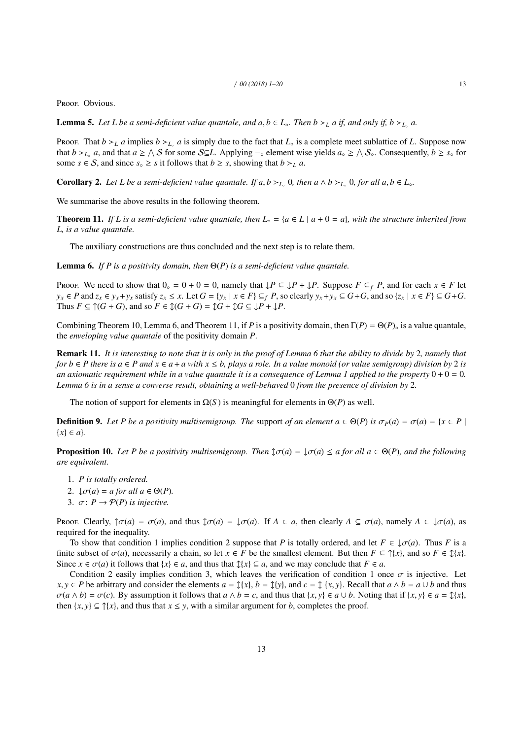Proof. Obvious.

**Lemma 5.** *Let $L$ be a semi-deficient value quantale, and $a, b \in L_\circ$. Then $b \succ_L a$ if, and only if, $b \succ_{L_\circ} a$.*

Proof. That $b \succ_L a$ implies $b \succ_{L_\circ} a$ is simply due to the fact that $L_\circ$ is a complete meet sublattice of $L$. Suppose now that $b \succ_{L_\circ} a$, and that $a \geq \bigwedge \mathcal{S}$ for some $\mathcal{S} \subseteq L$. Applying $-_\circ$ element wise yields $a_\circ \geq \bigwedge \mathcal{S}_\circ$. Consequently, $b \geq s_\circ$ for some $s \in \mathcal{S}$, and since $s_\circ \geq s$ it follows that $b \geq s$, showing that $b \succ_L a$.

**Corollary 2.** *Let $L$ be a semi-deficient value quantale. If $a, b \succ_{L_\circ} 0$, then $a \wedge b \succ_{L_\circ} 0$, for all $a, b \in L_\circ$.*

We summarise the above results in the following theorem.

**Theorem 11.** *If $L$ is a semi-deficient value quantale, then $L_\circ = \{a \in L \mid a + 0 = a\}$, with the structure inherited from $L$, is a value quantale.*

The auxiliary constructions are thus concluded and the next step is to relate them.

**Lemma 6.** *If $P$ is a positivity domain, then $\Theta(P)$ is a semi-deficient value quantale.*

Proof. We need to show that $0_\circ = 0 + 0 = 0$, namely that $\downarrow P \subseteq \downarrow P + \downarrow P$. Suppose $F \subseteq_f P$, and for each $x \in F$ let $y_x \in P$ and $z_x \in y_x + y_x$ satisfy $z_x \leq x$. Let $G = \{y_x \mid x \in F\} \subseteq_f P$, so clearly $y_x + y_x \subseteq G + G$, and so $\{z_x \mid x \in F\} \subseteq G + G$. Thus $F \subseteq \uparrow(G + G)$, and so $F \in \updownarrow(G + G) = \updownarrow G + \updownarrow G \subseteq \downarrow P + \downarrow P$.

Combining Theorem 10, Lemma 6, and Theorem 11, if $P$ is a positivity domain, then $\Gamma(P) = \Theta(P)_\circ$ is a value quantale, the *enveloping value quantale* of the positivity domain $P$.

**Remark 11.** *It is interesting to note that it is only in the proof of Lemma 6 that the ability to divide by 2, namely that for $b \in P$ there is $a \in P$ and $x \in a + a$ with $x \leq b$, plays a role. In a value monoid (or value semigroup) division by 2 is an axiomatic requirement while in a value quantale it is a consequence of Lemma 1 applied to the property $0 + 0 = 0$. Lemma 6 is in a sense a converse result, obtaining a well-behaved 0 from the presence of division by 2.*

The notion of support for elements in $\Omega(S)$ is meaningful for elements in $\Theta(P)$ as well.

**Definition 9.** *Let $P$ be a positivity multisemigroup. The* support *of an element $a \in \Theta(P)$ is $\sigma_P(a) = \sigma(a) = \{x \in P \mid \{x\} \in a\}$.*

**Proposition 10.** *Let $P$ be a positivity multisemigroup. Then $\updownarrow\sigma(a) = \downarrow\sigma(a) \leq a$ for all $a \in \Theta(P)$, and the following are equivalent.*

1. *$P$ is totally ordered.*
2. *$\downarrow\sigma(a) = a$ for all $a \in \Theta(P)$.*
3. *$\sigma \colon P \to \mathcal{P}(P)$ is injective.*

Proof. Clearly, $\uparrow\sigma(a) = \sigma(a)$, and thus $\updownarrow\sigma(a) = \downarrow\sigma(a)$. If $A \in a$, then clearly $A \subseteq \sigma(a)$, namely $A \in \downarrow\sigma(a)$, as required for the inequality.

To show that condition 1 implies condition 2 suppose that $P$ is totally ordered, and let $F \in \downarrow\sigma(a)$. Thus $F$ is a finite subset of $\sigma(a)$, necessarily a chain, so let $x \in F$ be the smallest element. But then $F \subseteq \uparrow\{x\}$, and so $F \in \updownarrow\{x\}$. Since $x \in \sigma(a)$ it follows that $\{x\} \in a$, and thus that $\updownarrow\{x\} \subseteq a$, and we may conclude that $F \in a$.

Condition 2 easily implies condition 3, which leaves the verification of condition 1 once $\sigma$ is injective. Let $x, y \in P$ be arbitrary and consider the elements $a = \updownarrow\{x\}$, $b = \updownarrow\{y\}$, and $c = \updownarrow\{x, y\}$. Recall that $a \wedge b = a \cup b$ and thus $\sigma(a \wedge b) = \sigma(c)$. By assumption it follows that $a \wedge b = c$, and thus that $\{x, y\} \in a \cup b$. Noting that if $\{x, y\} \in a = \updownarrow\{x\}$, then $\{x, y\} \subseteq \uparrow\{x\}$, and thus that $x \leq y$, with a similar argument for $b$, completes the proof.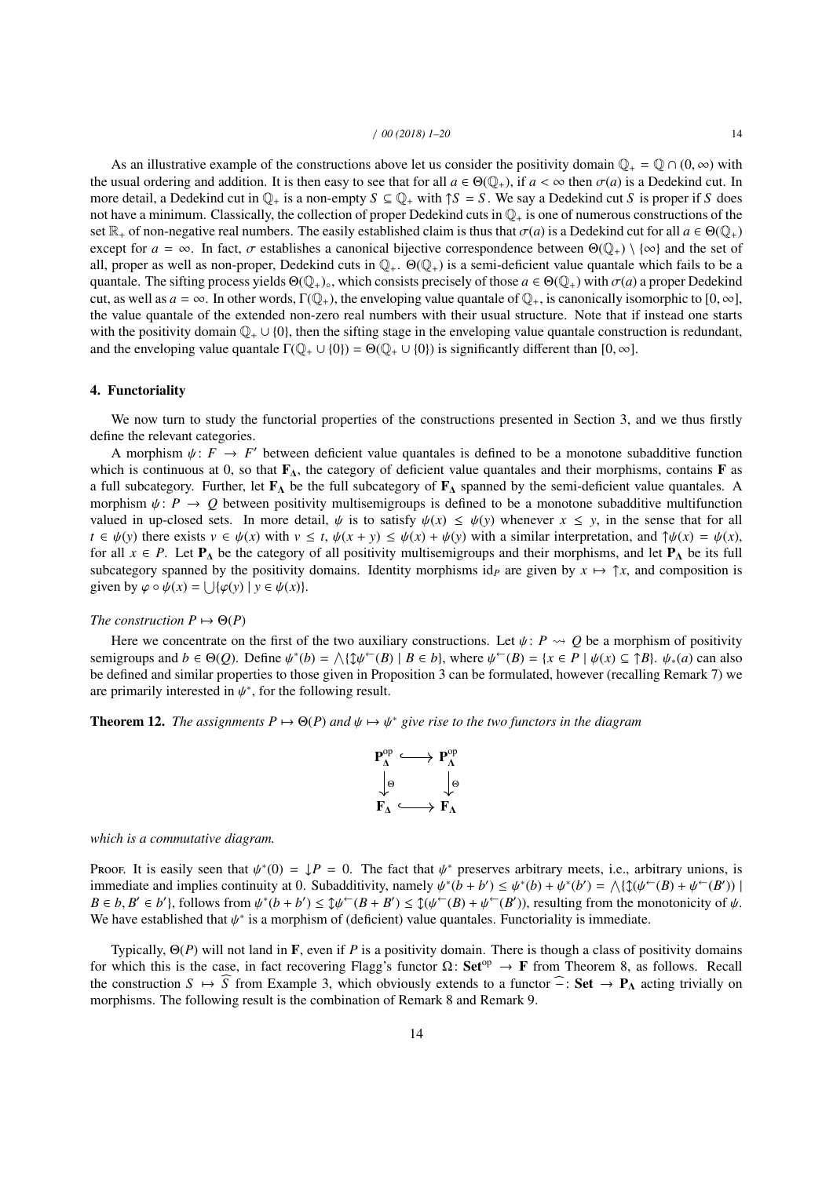As an illustrative example of the constructions above let us consider the positivity domain $\mathbb{Q}_+ = \mathbb{Q} \cap (0, \infty)$ with the usual ordering and addition. It is then easy to see that for all $a \in \Theta(\mathbb{Q}_+)$, if $a < \infty$ then $\sigma(a)$ is a Dedekind cut. In more detail, a Dedekind cut in $\mathbb{Q}_+$ is a non-empty $S \subseteq \mathbb{Q}_+$ with $\uparrow S = S$. We say a Dedekind cut $S$ is proper if $S$ does not have a minimum. Classically, the collection of proper Dedekind cuts in $\mathbb{Q}_+$ is one of numerous constructions of the set $\mathbb{R}_+$ of non-negative real numbers. The easily established claim is thus that $\sigma(a)$ is a Dedekind cut for all $a \in \Theta(\mathbb{Q}_+)$ except for $a = \infty$. In fact, $\sigma$ establishes a canonical bijective correspondence between $\Theta(\mathbb{Q}_+) \setminus \{\infty\}$ and the set of all, proper as well as non-proper, Dedekind cuts in $\mathbb{Q}_+$. $\Theta(\mathbb{Q}_+)$ is a semi-deficient value quantale which fails to be a quantale. The sifting process yields $\Theta(\mathbb{Q}_+)_\circ$, which consists precisely of those $a \in \Theta(\mathbb{Q}_+)$ with $\sigma(a)$ a proper Dedekind cut, as well as $a = \infty$. In other words, $\Gamma(\mathbb{Q}_+)$, the enveloping value quantale of $\mathbb{Q}_+$, is canonically isomorphic to $[0, \infty]$, the value quantale of the extended non-zero real numbers with their usual structure. Note that if instead one starts with the positivity domain $\mathbb{Q}_+ \cup \{0\}$, then the sifting stage in the enveloping value quantale construction is redundant, and the enveloping value quantale $\Gamma(\mathbb{Q}_+ \cup \{0\}) = \Theta(\mathbb{Q}_+ \cup \{0\})$ is significantly different than $[0, \infty]$.

## 4. Functoriality

We now turn to study the functorial properties of the constructions presented in Section 3, and we thus firstly define the relevant categories.

A morphism $\psi \colon F \to F'$ between deficient value quantales is defined to be a monotone subadditive function which is continuous at 0, so that $\mathbf{F}_\Lambda$, the category of deficient value quantales and their morphisms, contains $\mathbf{F}$ as a full subcategory. Further, let $\mathbf{F}_\Lambda$ be the full subcategory of $\mathbf{F}_\Lambda$ spanned by the semi-deficient value quantales. A morphism $\psi \colon P \to Q$ between positivity multisemigroups is defined to be a monotone subadditive multifunction valued in up-closed sets. In more detail, $\psi$ is to satisfy $\psi(x) \leq \psi(y)$ whenever $x \leq y$, in the sense that for all $t \in \psi(y)$ there exists $v \in \psi(x)$ with $v \leq t$, $\psi(x + y) \leq \psi(x) + \psi(y)$ with a similar interpretation, and $\uparrow\psi(x) = \psi(x)$, for all $x \in P$. Let $\mathbf{P}_\Lambda$ be the category of all positivity multisemigroups and their morphisms, and let $\mathbf{P}_\Lambda$ be its full subcategory spanned by the positivity domains. Identity morphisms $\mathrm{id}_P$ are given by $x \mapsto \uparrow x$, and composition is given by $\varphi \circ \psi(x) = \bigcup\{\varphi(y) \mid y \in \psi(x)\}$.

*The construction $P \mapsto \Theta(P)$*

Here we concentrate on the first of the two auxiliary constructions. Let $\psi \colon P \rightsquigarrow Q$ be a morphism of positivity semigroups and $b \in \Theta(Q)$. Define $\psi^*(b) = \bigwedge\{\updownarrow\psi^\leftarrow(B) \mid B \in b\}$, where $\psi^\leftarrow(B) = \{x \in P \mid \psi(x) \subseteq \uparrow B\}$. $\psi_*(a)$ can also be defined and similar properties to those given in Proposition 3 can be formulated, however (recalling Remark 7) we are primarily interested in $\psi^*$, for the following result.

**Theorem 12.** *The assignments $P \mapsto \Theta(P)$ and $\psi \mapsto \psi^*$ give rise to the two functors in the diagram*

$$\begin{array}{ccc} \mathbf{P}_\Lambda^{\mathrm{op}} & \hookrightarrow & \mathbf{P}_\Lambda^{\mathrm{op}} \\ \downarrow{\scriptstyle\Theta} & & \downarrow{\scriptstyle\Theta} \\ \mathbf{F}_\Lambda & \hookrightarrow & \mathbf{F}_\Lambda \end{array}$$

*which is a commutative diagram.*

Proof. It is easily seen that $\psi^*(0) = \downarrow P = 0$. The fact that $\psi^*$ preserves arbitrary meets, i.e., arbitrary unions, is immediate and implies continuity at 0. Subadditivity, namely $\psi^*(b + b') \leq \psi^*(b) + \psi^*(b') = \bigwedge\{\updownarrow(\psi^\leftarrow(B) + \psi^\leftarrow(B')) \mid B \in b, B' \in b'\}$, follows from $\psi^*(b + b') \leq \updownarrow\psi^\leftarrow(B + B') \leq \updownarrow(\psi^\leftarrow(B) + \psi^\leftarrow(B'))$, resulting from the monotonicity of $\psi$. We have established that $\psi^*$ is a morphism of (deficient) value quantales. Functoriality is immediate.

Typically, $\Theta(P)$ will not land in $\mathbf{F}$, even if $P$ is a positivity domain. There is though a class of positivity domains for which this is the case, in fact recovering Flagg's functor $\Omega \colon \mathbf{Set}^{\mathrm{op}} \to \mathbf{F}$ from Theorem 8, as follows. Recall the construction $S \mapsto \widehat{S}$ from Example 3, which obviously extends to a functor $\widehat{-} \colon \mathbf{Set} \to \mathbf{P}_\Lambda$ acting trivially on morphisms. The following result is the combination of Remark 8 and Remark 9.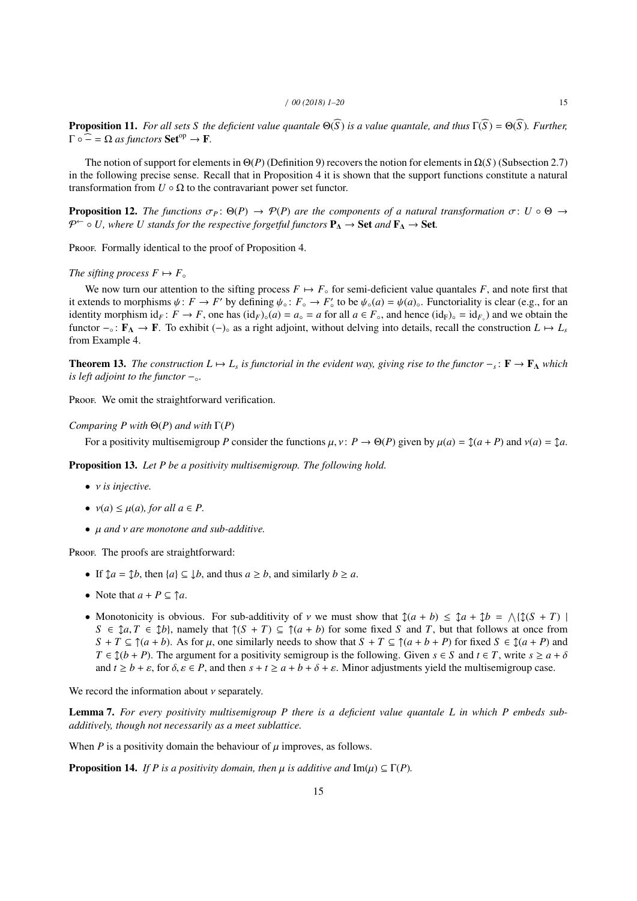**Proposition 11.** *For all sets $S$ the deficient value quantale $\Theta(\widehat{S})$ is a value quantale, and thus $\Gamma(\widehat{S}) = \Theta(\widehat{S})$. Further, $\Gamma \circ \widehat{-} = \Omega$ as functors $\mathbf{Set}^{\mathrm{op}} \to \mathbf{F}$.*

The notion of support for elements in $\Theta(P)$ (Definition 9) recovers the notion for elements in $\Omega(S)$ (Subsection 2.7) in the following precise sense. Recall that in Proposition 4 it is shown that the support functions constitute a natural transformation from $U \circ \Omega$ to the contravariant power set functor.

**Proposition 12.** *The functions $\sigma_P \colon \Theta(P) \to \mathcal{P}(P)$ are the components of a natural transformation $\sigma \colon U \circ \Theta \to \mathcal{P}^{\leftarrow} \circ U$, where $U$ stands for the respective forgetful functors $\mathbf{P}_\Lambda \to \mathbf{Set}$ and $\mathbf{F}_\Lambda \to \mathbf{Set}$.*

Proof. Formally identical to the proof of Proposition 4.

*The sifting process $F \mapsto F_\circ$*

We now turn our attention to the sifting process $F \mapsto F_\circ$ for semi-deficient value quantales $F$, and note first that it extends to morphisms $\psi \colon F \to F'$ by defining $\psi_\circ \colon F_\circ \to F'_\circ$ to be $\psi_\circ(a) = \psi(a)_\circ$. Functoriality is clear (e.g., for an identity morphism $\mathrm{id}_F \colon F \to F$, one has $(\mathrm{id}_F)_\circ(a) = a_\circ = a$ for all $a \in F_\circ$, and hence $(\mathrm{id}_F)_\circ = \mathrm{id}_{F_\circ}$) and we obtain the functor $-_\circ \colon \mathbf{F}_\Lambda \to \mathbf{F}$. To exhibit $(-)_\circ$ as a right adjoint, without delving into details, recall the construction $L \mapsto L_s$ from Example 4.

**Theorem 13.** *The construction $L \mapsto L_s$ is functorial in the evident way, giving rise to the functor $-_s \colon \mathbf{F} \to \mathbf{F}_\Lambda$ which is left adjoint to the functor $-_\circ$.*

Proof. We omit the straightforward verification.

*Comparing $P$ with $\Theta(P)$ and with $\Gamma(P)$*

For a positivity multisemigroup $P$ consider the functions $\mu, \nu \colon P \to \Theta(P)$ given by $\mu(a) = \updownarrow(a + P)$ and $\nu(a) = \updownarrow a$.

**Proposition 13.** *Let $P$ be a positivity multisemigroup. The following hold.*

- *$\nu$ is injective.*
- *$\nu(a) \le \mu(a)$, for all $a \in P$.*
- *$\mu$ and $\nu$ are monotone and sub-additive.*

Proof. The proofs are straightforward:

- If $\updownarrow a = \updownarrow b$, then $\{a\} \subseteq \downarrow b$, and thus $a \ge b$, and similarly $b \ge a$.
- Note that $a + P \subseteq \uparrow a$.
- Monotonicity is obvious. For sub-additivity of $\nu$ we must show that $\updownarrow(a + b) \le \updownarrow a + \updownarrow b = \bigwedge\{\updownarrow(S + T) \mid S \in \updownarrow a, T \in \updownarrow b\}$, namely that $\uparrow(S + T) \subseteq \uparrow(a + b)$ for some fixed $S$ and $T$, but that follows at once from $S + T \subseteq \uparrow(a + b)$. As for $\mu$, one similarly needs to show that $S + T \subseteq \uparrow(a + b + P)$ for fixed $S \in \updownarrow(a + P)$ and $T \in \updownarrow(b + P)$. The argument for a positivity semigroup is the following. Given $s \in S$ and $t \in T$, write $s \ge a + \delta$ and $t \ge b + \varepsilon$, for $\delta, \varepsilon \in P$, and then $s + t \ge a + b + \delta + \varepsilon$. Minor adjustments yield the multisemigroup case.

We record the information about $\nu$ separately.

**Lemma 7.** *For every positivity multisemigroup $P$ there is a deficient value quantale $L$ in which $P$ embeds sub-additively, though not necessarily as a meet sublattice.*

When $P$ is a positivity domain the behaviour of $\mu$ improves, as follows.

**Proposition 14.** *If $P$ is a positivity domain, then $\mu$ is additive and $\mathrm{Im}(\mu) \subseteq \Gamma(P)$.*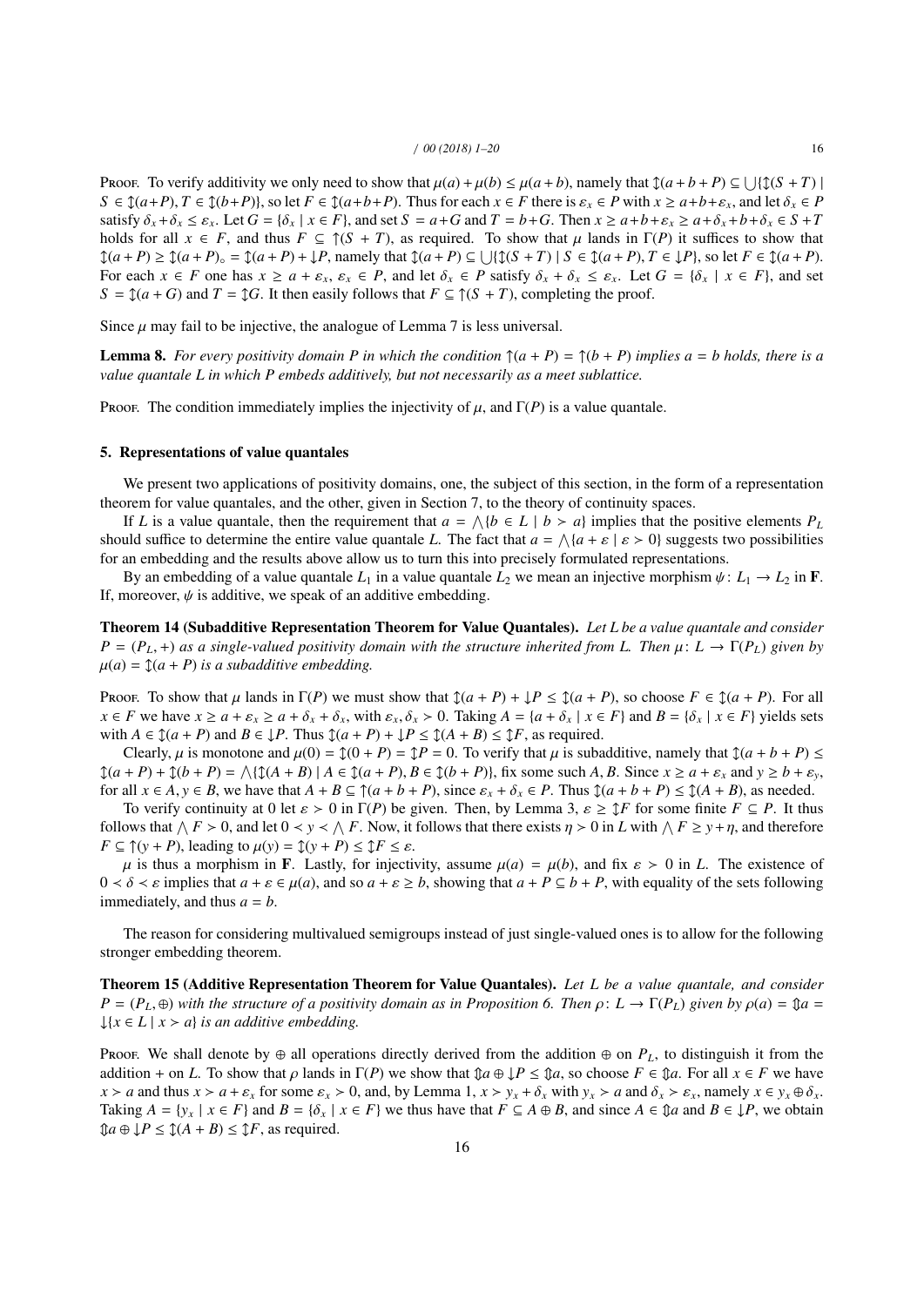Proof. To verify additivity we only need to show that $\mu(a) + \mu(b) \leq \mu(a+b)$, namely that $\updownarrow(a+b+P) \subseteq \bigcup\{\updownarrow(S+T) \mid S \in \updownarrow(a+P), T \in \updownarrow(b+P)\}$, so let $F \in \updownarrow(a+b+P)$. Thus for each $x \in F$ there is $\varepsilon_x \in P$ with $x \geq a+b+\varepsilon_x$, and let $\delta_x \in P$ satisfy $\delta_x + \delta_x \leq \varepsilon_x$. Let $G = \{\delta_x \mid x \in F\}$, and set $S = a+G$ and $T = b+G$. Then $x \geq a+b+\varepsilon_x \geq a+\delta_x+b+\delta_x \in S+T$ holds for all $x \in F$, and thus $F \subseteq \uparrow(S+T)$, as required. To show that $\mu$ lands in $\Gamma(P)$ it suffices to show that $\updownarrow(a+P) \geq \updownarrow(a+P)_\circ = \updownarrow(a+P) + \downarrow P$, namely that $\updownarrow(a+P) \subseteq \bigcup\{\updownarrow(S+T) \mid S \in \updownarrow(a+P), T \in \downarrow P\}$, so let $F \in \updownarrow(a+P)$. For each $x \in F$ one has $x \geq a + \varepsilon_x$, $\varepsilon_x \in P$, and let $\delta_x \in P$ satisfy $\delta_x + \delta_x \leq \varepsilon_x$. Let $G = \{\delta_x \mid x \in F\}$, and set $S = \updownarrow(a+G)$ and $T = \updownarrow G$. It then easily follows that $F \subseteq \uparrow(S+T)$, completing the proof.

Since $\mu$ may fail to be injective, the analogue of Lemma 7 is less universal.

**Lemma 8.** *For every positivity domain $P$ in which the condition $\uparrow(a+P) = \uparrow(b+P)$ implies $a = b$ holds, there is a value quantale $L$ in which $P$ embeds additively, but not necessarily as a meet sublattice.*

Proof. The condition immediately implies the injectivity of $\mu$, and $\Gamma(P)$ is a value quantale.

## 5. Representations of value quantales

We present two applications of positivity domains, one, the subject of this section, in the form of a representation theorem for value quantales, and the other, given in Section 7, to the theory of continuity spaces.

If $L$ is a value quantale, then the requirement that $a = \bigwedge\{b \in L \mid b \succ a\}$ implies that the positive elements $P_L$ should suffice to determine the entire value quantale $L$. The fact that $a = \bigwedge\{a + \varepsilon \mid \varepsilon \succ 0\}$ suggests two possibilities for an embedding and the results above allow us to turn this into precisely formulated representations.

By an embedding of a value quantale $L_1$ in a value quantale $L_2$ we mean an injective morphism $\psi\colon L_1 \to L_2$ in $\mathbf{F}$. If, moreover, $\psi$ is additive, we speak of an additive embedding.

**Theorem 14 (Subadditive Representation Theorem for Value Quantales).** *Let $L$ be a value quantale and consider $P = (P_L, +)$ as a single-valued positivity domain with the structure inherited from $L$. Then $\mu\colon L \to \Gamma(P_L)$ given by $\mu(a) = \updownarrow(a+P)$ is a subadditive embedding.*

Proof. To show that $\mu$ lands in $\Gamma(P)$ we must show that $\updownarrow(a+P) + \downarrow P \leq \updownarrow(a+P)$, so choose $F \in \updownarrow(a+P)$. For all $x \in F$ we have $x \geq a + \varepsilon_x \geq a + \delta_x + \delta_x$, with $\varepsilon_x, \delta_x \succ 0$. Taking $A = \{a + \delta_x \mid x \in F\}$ and $B = \{\delta_x \mid x \in F\}$ yields sets with $A \in \updownarrow(a+P)$ and $B \in \downarrow P$. Thus $\updownarrow(a+P) + \downarrow P \leq \updownarrow(A+B) \leq \updownarrow F$, as required.

Clearly, $\mu$ is monotone and $\mu(0) = \updownarrow(0+P) = \updownarrow P = 0$. To verify that $\mu$ is subadditive, namely that $\updownarrow(a+b+P) \leq \updownarrow(a+P) + \updownarrow(b+P) = \bigwedge\{\updownarrow(A+B) \mid A \in \updownarrow(a+P), B \in \updownarrow(b+P)\}$, fix some such $A, B$. Since $x \geq a + \varepsilon_x$ and $y \geq b + \varepsilon_y$, for all $x \in A, y \in B$, we have that $A + B \subseteq \uparrow(a+b+P)$, since $\varepsilon_x + \delta_x \in P$. Thus $\updownarrow(a+b+P) \leq \updownarrow(A+B)$, as needed.

To verify continuity at 0 let $\varepsilon \succ 0$ in $\Gamma(P)$ be given. Then, by Lemma 3, $\varepsilon \geq \updownarrow F$ for some finite $F \subseteq P$. It thus follows that $\bigwedge F \succ 0$, and let $0 \prec y \prec \bigwedge F$. Now, it follows that there exists $\eta \succ 0$ in $L$ with $\bigwedge F \geq y + \eta$, and therefore $F \subseteq \uparrow(y+P)$, leading to $\mu(y) = \updownarrow(y+P) \leq \updownarrow F \leq \varepsilon$.

$\mu$ is thus a morphism in $\mathbf{F}$. Lastly, for injectivity, assume $\mu(a) = \mu(b)$, and fix $\varepsilon \succ 0$ in $L$. The existence of $0 \prec \delta \prec \varepsilon$ implies that $a + \varepsilon \in \mu(a)$, and so $a + \varepsilon \geq b$, showing that $a + P \subseteq b + P$, with equality of the sets following immediately, and thus $a = b$.

The reason for considering multivalued semigroups instead of just single-valued ones is to allow for the following stronger embedding theorem.

**Theorem 15 (Additive Representation Theorem for Value Quantales).** *Let $L$ be a value quantale, and consider $P = (P_L, \oplus)$ with the structure of a positivity domain as in Proposition 6. Then $\rho\colon L \to \Gamma(P_L)$ given by $\rho(a) = \Updownarrow a = \downarrow\{x \in L \mid x \succ a\}$ is an additive embedding.*

Proof. We shall denote by $\oplus$ all operations directly derived from the addition $\oplus$ on $P_L$, to distinguish it from the addition $+$ on $L$. To show that $\rho$ lands in $\Gamma(P)$ we show that $\Updownarrow a \oplus \downarrow P \leq \Updownarrow a$, so choose $F \in \Updownarrow a$. For all $x \in F$ we have $x \succ a$ and thus $x \succ a + \varepsilon_x$ for some $\varepsilon_x \succ 0$, and, by Lemma 1, $x \succ y_x + \delta_x$ with $y_x \succ a$ and $\delta_x \succ \varepsilon_x$, namely $x \in y_x \oplus \delta_x$. Taking $A = \{y_x \mid x \in F\}$ and $B = \{\delta_x \mid x \in F\}$ we thus have that $F \subseteq A \oplus B$, and since $A \in \Updownarrow a$ and $B \in \downarrow P$, we obtain $\Updownarrow a \oplus \downarrow P \leq \updownarrow(A+B) \leq \updownarrow F$, as required.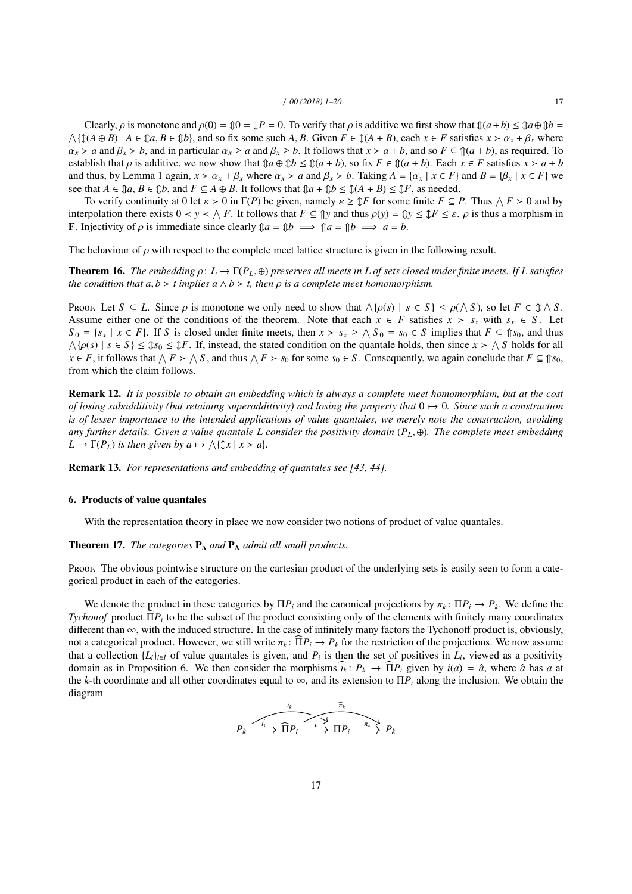Clearly, $\rho$ is monotone and $\rho(0) = \Updownarrow 0 = \downarrow P = 0$. To verify that $\rho$ is additive we first show that $\Updownarrow(a+b) \leq \Updownarrow a \oplus \Updownarrow b = \bigwedge\{\updownarrow(A \oplus B) \mid A \in \Updownarrow a, B \in \Updownarrow b\}$, and so fix some such $A, B$. Given $F \in \updownarrow(A + B)$, each $x \in F$ satisfies $x \succ \alpha_x + \beta_x$ where $\alpha_x \succ a$ and $\beta_x \succ b$, and in particular $\alpha_x \geq a$ and $\beta_x \geq b$. It follows that $x \succ a + b$, and so $F \subseteq \Uparrow(a + b)$, as required. To establish that $\rho$ is additive, we now show that $\Updownarrow a \oplus \Updownarrow b \leq \Updownarrow(a + b)$, so fix $F \in \Updownarrow(a + b)$. Each $x \in F$ satisfies $x \succ a + b$ and thus, by Lemma 1 again, $x \succ \alpha_x + \beta_x$ where $\alpha_x \succ a$ and $\beta_x \succ b$. Taking $A = \{\alpha_x \mid x \in F\}$ and $B = \{\beta_x \mid x \in F\}$ we see that $A \in \Updownarrow a$, $B \in \Updownarrow b$, and $F \subseteq A \oplus B$. It follows that $\Updownarrow a + \Updownarrow b \leq \updownarrow(A + B) \leq \updownarrow F$, as needed.

To verify continuity at 0 let $\varepsilon \succ 0$ in $\Gamma(P)$ be given, namely $\varepsilon \geq \updownarrow F$ for some finite $F \subseteq P$. Thus $\bigwedge F \succ 0$ and by interpolation there exists $0 \prec y \prec \bigwedge F$. It follows that $F \subseteq \Uparrow y$ and thus $\rho(y) = \Updownarrow y \leq \updownarrow F \leq \varepsilon$. $\rho$ is thus a morphism in $\mathbf{F}$. Injectivity of $\rho$ is immediate since clearly $\Updownarrow a = \Updownarrow b \implies \Uparrow a = \Uparrow b \implies a = b$.

The behaviour of $\rho$ with respect to the complete meet lattice structure is given in the following result.

**Theorem 16.** *The embedding $\rho\colon L \to \Gamma(P_L, \oplus)$ preserves all meets in $L$ of sets closed under finite meets. If $L$ satisfies the condition that $a, b \succ t$ implies $a \wedge b \succ t$, then $\rho$ is a complete meet homomorphism.*

Proof. Let $S \subseteq L$. Since $\rho$ is monotone we only need to show that $\bigwedge\{\rho(s) \mid s \in S\} \leq \rho(\bigwedge S)$, so let $F \in \Updownarrow \bigwedge S$. Assume either one of the conditions of the theorem. Note that each $x \in F$ satisfies $x \succ s_x$ with $s_x \in S$. Let $S_0 = \{s_x \mid x \in F\}$. If $S$ is closed under finite meets, then $x \succ s_x \geq \bigwedge S_0 = s_0 \in S$ implies that $F \subseteq \Uparrow s_0$, and thus $\bigwedge\{\rho(s) \mid s \in S\} \leq \Updownarrow s_0 \leq \updownarrow F$. If, instead, the stated condition on the quantale holds, then since $x \succ \bigwedge S$ holds for all $x \in F$, it follows that $\bigwedge F \succ \bigwedge S$, and thus $\bigwedge F \succ s_0$ for some $s_0 \in S$. Consequently, we again conclude that $F \subseteq \Uparrow s_0$, from which the claim follows.

**Remark 12.** *It is possible to obtain an embedding which is always a complete meet homomorphism, but at the cost of losing subadditivity (but retaining superadditivity) and losing the property that $0 \mapsto 0$. Since such a construction is of lesser importance to the intended applications of value quantales, we merely note the construction, avoiding any further details. Given a value quantale $L$ consider the positivity domain $(P_L, \oplus)$. The complete meet embedding $L \to \Gamma(P_L)$ is then given by $a \mapsto \bigwedge\{\updownarrow x \mid x \succ a\}$.*

**Remark 13.** *For representations and embedding of quantales see [43, 44].*

## 6. Products of value quantales

With the representation theory in place we now consider two notions of product of value quantales.

**Theorem 17.** *The categories $\mathbf{P}_\Delta$ and $\mathbf{P}_\Lambda$ admit all small products.*

Proof. The obvious pointwise structure on the cartesian product of the underlying sets is easily seen to form a categorical product in each of the categories.

We denote the product in these categories by $\Pi P_i$ and the canonical projections by $\pi_k\colon \Pi P_i \to P_k$. We define the *Tychonof* product $\widehat{\Pi} P_i$ to be the subset of the product consisting only of the elements with finitely many coordinates different than $\infty$, with the induced structure. In the case of infinitely many factors the Tychonoff product is, obviously, not a categorical product. However, we still write $\pi_k\colon \widehat{\Pi} P_i \to P_k$ for the restriction of the projections. We now assume that a collection $\{L_i\}_{i \in I}$ of value quantales is given, and $P_i$ is then the set of positives in $L_i$, viewed as a positivity domain as in Proposition 6. We then consider the morphisms $\widehat{i_k}\colon P_k \to \widehat{\Pi} P_i$ given by $i(a) = \hat{a}$, where $\hat{a}$ has $a$ at the $k$-th coordinate and all other coordinates equal to $\infty$, and its extension to $\Pi P_i$ along the inclusion. We obtain the diagram

$$P_k \xrightarrow{\widehat{i_k}} \widehat{\Pi} P_i \xrightarrow{\iota} \Pi P_i \xrightarrow{\pi_k} P_k$$

with $i_k\colon P_k \to \Pi P_i$ and $\widehat{\pi_k}\colon \widehat{\Pi} P_i \to P_k$ shown as curved arrows above.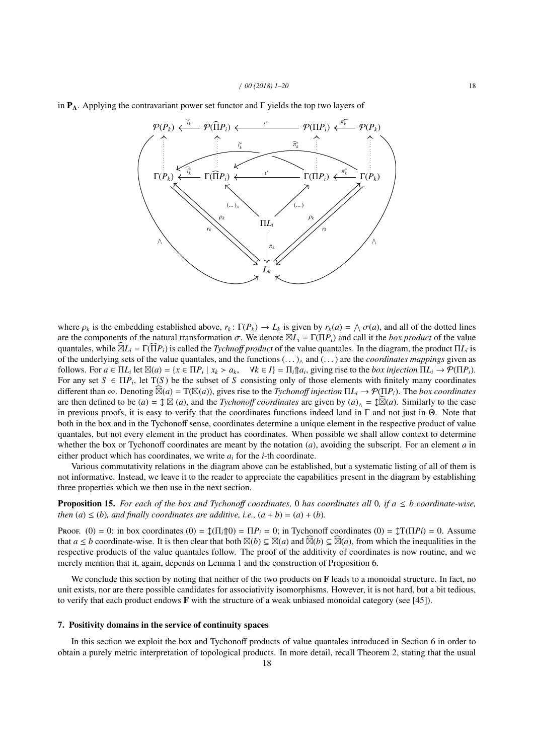in $\mathbf{P_\Lambda}$. Applying the contravariant power set functor and $\Gamma$ yields the top two layers of

$$
\begin{array}{ccccccc}
\mathcal{P}(P_k) & \xleftarrow{\;\widehat{i_k}\;} & \mathcal{P}(\widehat{\Pi}P_i) & \xleftarrow{\;\iota^{\leftarrow}\;} & \mathcal{P}(\Pi P_i) & \xleftarrow{\;\pi_k^{\leftarrow}\;} & \mathcal{P}(P_k) \\
\vdots & & \vdots & i_k^{*} \quad \widehat{\pi_k} & \vdots & & \vdots \\
\Gamma(P_k) & \xleftarrow{\;\widehat{i_k}\;} & \Gamma(\widehat{\Pi}P_i) & \xleftarrow{\;\iota^{*}\;} & \Gamma(\Pi P_i) & \xleftarrow{\;\pi_k^{*}\;} & \Gamma(P_k) \\
 & & \nwarrow (\dots)_\wedge & & \nearrow (\dots) & & \\
 & \rho_k \nwarrow \searrow r_k & & \Pi L_i & & \rho_k \nearrow \swarrow r_k & \\
 & & & \downarrow \pi_k & & & \\
\bigwedge & & & L_k & & & \bigwedge
\end{array}
$$

where $\rho_k$ is the embedding established above, $r_k\colon \Gamma(P_k) \to L_k$ is given by $r_k(a) = \bigwedge \sigma(a)$, and all of the dotted lines are the components of the natural transformation $\sigma$. We denote $\boxtimes L_i = \Gamma(\Pi P_i)$ and call it the *box product* of the value quantales, while $\widehat{\boxtimes} L_i = \Gamma(\widehat{\Pi} P_i)$ is called the *Tychnoff product* of the value quantales. In the diagram, the product $\Pi L_i$ is of the underlying sets of the value quantales, and the functions $(\dots)_\wedge$ and $(\dots)$ are the *coordinates mappings* given as follows. For $a \in \Pi L_i$ let $\boxtimes(a) = \{x \in \Pi P_i \mid x_k \succ a_k, \quad \forall k \in I\} = \Pi_i \Uparrow a_i$, giving rise to the *box injection* $\Pi L_i \to \mathcal{P}(\Pi P_i)$. For any set $S \in \Pi P_i$, let $\mathrm{T}(S)$ be the subset of $S$ consisting only of those elements with finitely many coordinates different than $\infty$. Denoting $\widehat{\boxtimes}(a) = \mathrm{T}(\boxtimes(a))$, gives rise to the *Tychonoff injection* $\Pi L_i \to \mathcal{P}(\Pi P_i)$. The *box coordinates* are then defined to be $(a) = \updownarrow \boxtimes (a)$, and the *Tychonoff coordinates* are given by $(a)_\wedge = \updownarrow \widehat{\boxtimes}(a)$. Similarly to the case in previous proofs, it is easy to verify that the coordinates functions indeed land in $\Gamma$ and not just in $\Theta$. Note that both in the box and in the Tychonoff sense, coordinates determine a unique element in the respective product of value quantales, but not every element in the product has coordinates. When possible we shall allow context to determine whether the box or Tychonoff coordinates are meant by the notation $(a)$, avoiding the subscript. For an element $a$ in either product which has coordinates, we write $a_i$ for the $i$-th coordinate.

Various commutativity relations in the diagram above can be established, but a systematic listing of all of them is not informative. Instead, we leave it to the reader to appreciate the capabilities present in the diagram by establishing three properties which we then use in the next section.

**Proposition 15.** *For each of the box and Tychonoff coordinates,* 0 *has coordinates all* 0*, if $a \le b$ coordinate-wise, then $(a) \le (b)$, and finally coordinates are additive, i.e., $(a + b) = (a) + (b)$.*

Proof. $(0) = 0$: in box coordinates $(0) = \updownarrow(\Pi_i \Uparrow 0) = \Pi P_i = 0$; in Tychonoff coordinates $(0) = \updownarrow \mathrm{T}(\Pi P i) = 0$. Assume that $a \le b$ coordinate-wise. It is then clear that both $\boxtimes(b) \subseteq \boxtimes(a)$ and $\widehat{\boxtimes}(b) \subseteq \widehat{\boxtimes}(a)$, from which the inequalities in the respective products of the value quantales follow. The proof of the additivity of coordinates is now routine, and we merely mention that it, again, depends on Lemma 1 and the construction of Proposition 6.

We conclude this section by noting that neither of the two products on $\mathbf{F}$ leads to a monoidal structure. In fact, no unit exists, nor are there possible candidates for associativity isomorphisms. However, it is not hard, but a bit tedious, to verify that each product endows $\mathbf{F}$ with the structure of a weak unbiased monoidal category (see [45]).

## 7. Positivity domains in the service of continuity spaces

In this section we exploit the box and Tychonoff products of value quantales introduced in Section 6 in order to obtain a purely metric interpretation of topological products. In more detail, recall Theorem 2, stating that the usual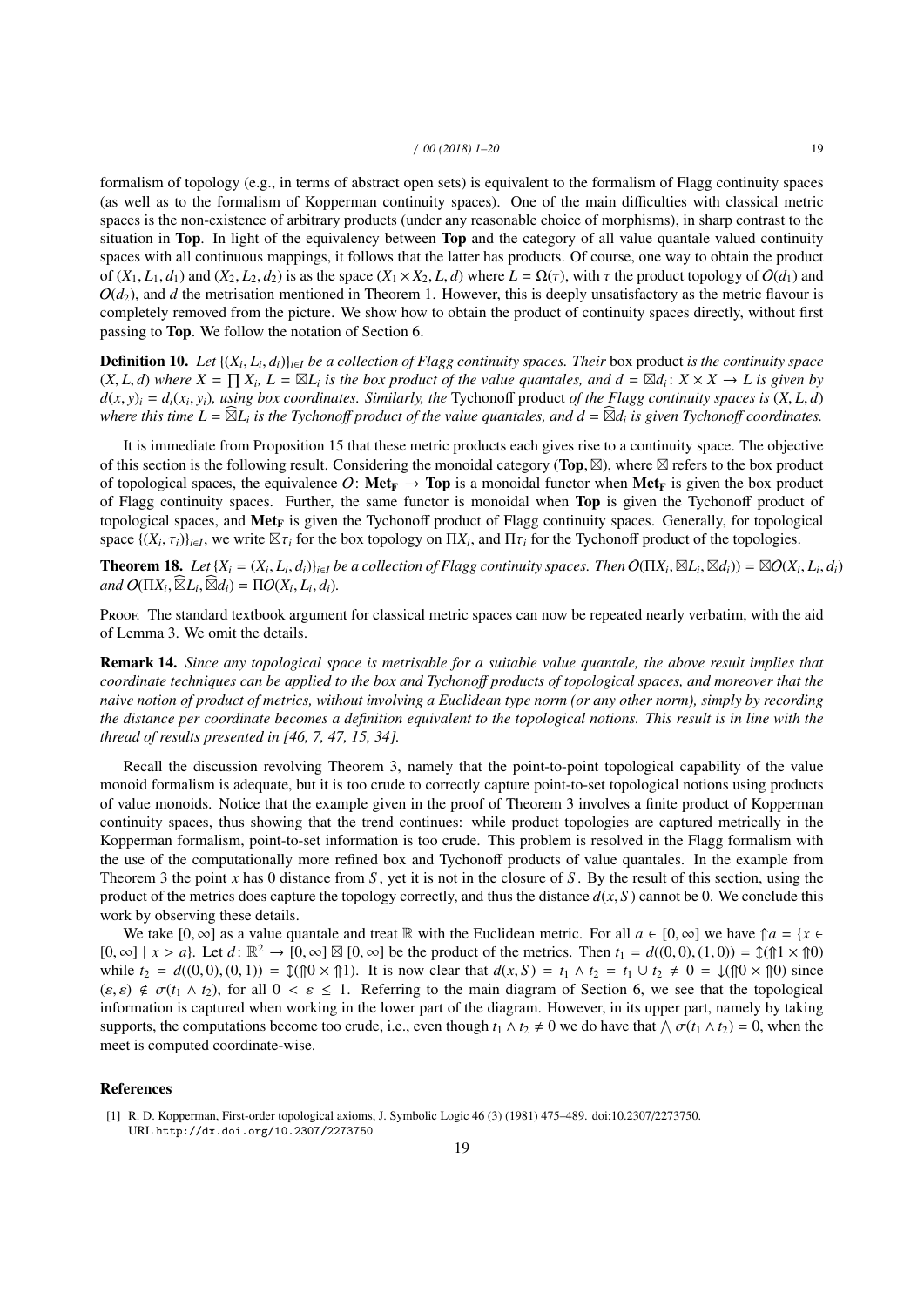formalism of topology (e.g., in terms of abstract open sets) is equivalent to the formalism of Flagg continuity spaces (as well as to the formalism of Kopperman continuity spaces). One of the main difficulties with classical metric spaces is the non-existence of arbitrary products (under any reasonable choice of morphisms), in sharp contrast to the situation in **Top**. In light of the equivalency between **Top** and the category of all value quantale valued continuity spaces with all continuous mappings, it follows that the latter has products. Of course, one way to obtain the product of $(X_1, L_1, d_1)$ and $(X_2, L_2, d_2)$ is as the space $(X_1 \times X_2, L, d)$ where $L = \Omega(\tau)$, with $\tau$ the product topology of $O(d_1)$ and $O(d_2)$, and $d$ the metrisation mentioned in Theorem 1. However, this is deeply unsatisfactory as the metric flavour is completely removed from the picture. We show how to obtain the product of continuity spaces directly, without first passing to **Top**. We follow the notation of Section 6.

**Definition 10.** *Let $\{(X_i, L_i, d_i)\}_{i\in I}$ be a collection of Flagg continuity spaces. Their* box product *is the continuity space $(X, L, d)$ where $X = \prod X_i$, $L = \boxtimes L_i$ is the box product of the value quantales, and $d = \boxtimes d_i \colon X \times X \to L$ is given by $d(x, y)_i = d_i(x_i, y_i)$, using box coordinates. Similarly, the* Tychonoff product *of the Flagg continuity spaces is $(X, L, d)$ where this time $L = \widehat{\boxtimes} L_i$ is the Tychonoff product of the value quantales, and $d = \widehat{\boxtimes} d_i$ is given Tychonoff coordinates.*

It is immediate from Proposition 15 that these metric products each gives rise to a continuity space. The objective of this section is the following result. Considering the monoidal category $(\mathbf{Top}, \boxtimes)$, where $\boxtimes$ refers to the box product of topological spaces, the equivalence $O\colon \mathbf{Met_F} \to \mathbf{Top}$ is a monoidal functor when $\mathbf{Met_F}$ is given the box product of Flagg continuity spaces. Further, the same functor is monoidal when **Top** is given the Tychonoff product of topological spaces, and $\mathbf{Met_F}$ is given the Tychonoff product of Flagg continuity spaces. Generally, for topological space $\{(X_i, \tau_i)\}_{i\in I}$, we write $\boxtimes\tau_i$ for the box topology on $\Pi X_i$, and $\Pi\tau_i$ for the Tychonoff product of the topologies.

**Theorem 18.** *Let $\{X_i = (X_i, L_i, d_i)\}_{i\in I}$ be a collection of Flagg continuity spaces. Then $O(\Pi X_i, \boxtimes L_i, \boxtimes d_i)) = \boxtimes O(X_i, L_i, d_i)$ and $O(\Pi X_i, \widehat{\boxtimes} L_i, \widehat{\boxtimes} d_i) = \Pi O(X_i, L_i, d_i)$.*

Proof. The standard textbook argument for classical metric spaces can now be repeated nearly verbatim, with the aid of Lemma 3. We omit the details.

**Remark 14.** *Since any topological space is metrisable for a suitable value quantale, the above result implies that coordinate techniques can be applied to the box and Tychonoff products of topological spaces, and moreover that the naive notion of product of metrics, without involving a Euclidean type norm (or any other norm), simply by recording the distance per coordinate becomes a definition equivalent to the topological notions. This result is in line with the thread of results presented in [46, 7, 47, 15, 34].*

Recall the discussion revolving Theorem 3, namely that the point-to-point topological capability of the value monoid formalism is adequate, but it is too crude to correctly capture point-to-set topological notions using products of value monoids. Notice that the example given in the proof of Theorem 3 involves a finite product of Kopperman continuity spaces, thus showing that the trend continues: while product topologies are captured metrically in the Kopperman formalism, point-to-set information is too crude. This problem is resolved in the Flagg formalism with the use of the computationally more refined box and Tychonoff products of value quantales. In the example from Theorem 3 the point $x$ has 0 distance from $S$, yet it is not in the closure of $S$. By the result of this section, using the product of the metrics does capture the topology correctly, and thus the distance $d(x, S)$ cannot be 0. We conclude this work by observing these details.

We take $[0, \infty]$ as a value quantale and treat $\mathbb{R}$ with the Euclidean metric. For all $a \in [0, \infty]$ we have $\Uparrow a = \{x \in [0, \infty] \mid x > a\}$. Let $d\colon \mathbb{R}^2 \to [0, \infty] \boxtimes [0, \infty]$ be the product of the metrics. Then $t_1 = d((0, 0), (1, 0)) = \updownarrow(\Uparrow 1 \times \Uparrow 0)$ while $t_2 = d((0, 0), (0, 1)) = \updownarrow(\Uparrow 0 \times \Uparrow 1)$. It is now clear that $d(x, S) = t_1 \wedge t_2 = t_1 \cup t_2 \neq 0 = \downarrow(\Uparrow 0 \times \Uparrow 0)$ since $(\varepsilon, \varepsilon) \notin \sigma(t_1 \wedge t_2)$, for all $0 < \varepsilon \leq 1$. Referring to the main diagram of Section 6, we see that the topological information is captured when working in the lower part of the diagram. However, in its upper part, namely by taking supports, the computations become too crude, i.e., even though $t_1 \wedge t_2 \neq 0$ we do have that $\bigwedge \sigma(t_1 \wedge t_2) = 0$, when the meet is computed coordinate-wise.

## References

[1] R. D. Kopperman, First-order topological axioms, J. Symbolic Logic 46 (3) (1981) 475–489. doi:10.2307/2273750. URL http://dx.doi.org/10.2307/2273750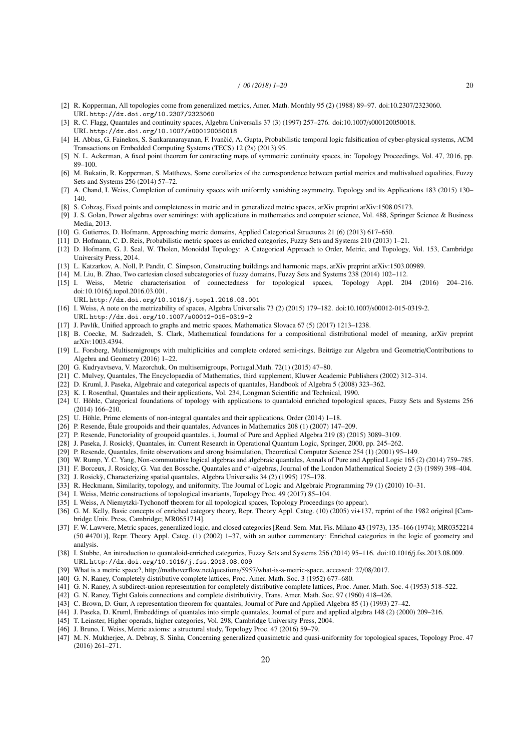[2] R. Kopperman, All topologies come from generalized metrics, Amer. Math. Monthly 95 (2) (1988) 89–97. doi:10.2307/2323060.
URL http://dx.doi.org/10.2307/2323060

[3] R. C. Flagg, Quantales and continuity spaces, Algebra Universalis 37 (3) (1997) 257–276. doi:10.1007/s000120050018.
URL http://dx.doi.org/10.1007/s000120050018

[4] H. Abbas, G. Fainekos, S. Sankaranarayanan, F. Ivančić, A. Gupta, Probabilistic temporal logic falsification of cyber-physical systems, ACM Transactions on Embedded Computing Systems (TECS) 12 (2s) (2013) 95.

[5] N. L. Ackerman, A fixed point theorem for contracting maps of symmetric continuity spaces, in: Topology Proceedings, Vol. 47, 2016, pp. 89–100.

[6] M. Bukatin, R. Kopperman, S. Matthews, Some corollaries of the correspondence between partial metrics and multivalued equalities, Fuzzy Sets and Systems 256 (2014) 57–72.

[7] A. Chand, I. Weiss, Completion of continuity spaces with uniformly vanishing asymmetry, Topology and its Applications 183 (2015) 130–140.

[8] S. Cobzaş, Fixed points and completeness in metric and in generalized metric spaces, arXiv preprint arXiv:1508.05173.

[9] J. S. Golan, Power algebras over semirings: with applications in mathematics and computer science, Vol. 488, Springer Science & Business Media, 2013.

[10] G. Gutierres, D. Hofmann, Approaching metric domains, Applied Categorical Structures 21 (6) (2013) 617–650.

[11] D. Hofmann, C. D. Reis, Probabilistic metric spaces as enriched categories, Fuzzy Sets and Systems 210 (2013) 1–21.

[12] D. Hofmann, G. J. Seal, W. Tholen, Monoidal Topology: A Categorical Approach to Order, Metric, and Topology, Vol. 153, Cambridge University Press, 2014.

[13] L. Katzarkov, A. Noll, P. Pandit, C. Simpson, Constructing buildings and harmonic maps, arXiv preprint arXiv:1503.00989.

[14] M. Liu, B. Zhao, Two cartesian closed subcategories of fuzzy domains, Fuzzy Sets and Systems 238 (2014) 102–112.

[15] I. Weiss, Metric characterisation of connectedness for topological spaces, Topology Appl. 204 (2016) 204–216. doi:10.1016/j.topol.2016.03.001.
URL http://dx.doi.org/10.1016/j.topol.2016.03.001

[16] I. Weiss, A note on the metrizability of spaces, Algebra Universalis 73 (2) (2015) 179–182. doi:10.1007/s00012-015-0319-2.
URL http://dx.doi.org/10.1007/s00012-015-0319-2

[17] J. Pavlík, Unified approach to graphs and metric spaces, Mathematica Slovaca 67 (5) (2017) 1213–1238.

[18] B. Coecke, M. Sadrzadeh, S. Clark, Mathematical foundations for a compositional distributional model of meaning, arXiv preprint arXiv:1003.4394.

[19] L. Forsberg, Multisemigroups with multiplicities and complete ordered semi-rings, Beiträge zur Algebra und Geometrie/Contributions to Algebra and Geometry (2016) 1–22.

[20] G. Kudryavtseva, V. Mazorchuk, On multisemigroups, Portugal.Math. 72(1) (2015) 47–80.

[21] C. Mulvey, Quantales, The Encyclopaedia of Mathematics, third supplement, Kluwer Academic Publishers (2002) 312–314.

[22] D. Kruml, J. Paseka, Algebraic and categorical aspects of quantales, Handbook of Algebra 5 (2008) 323–362.

[23] K. I. Rosenthal, Quantales and their applications, Vol. 234, Longman Scientific and Technical, 1990.

[24] U. Höhle, Categorical foundations of topology with applications to quantaloid enriched topological spaces, Fuzzy Sets and Systems 256 (2014) 166–210.

[25] U. Höhle, Prime elements of non-integral quantales and their applications, Order (2014) 1–18.

[26] P. Resende, Étale groupoids and their quantales, Advances in Mathematics 208 (1) (2007) 147–209.

[27] P. Resende, Functoriality of groupoid quantales. i, Journal of Pure and Applied Algebra 219 (8) (2015) 3089–3109.

[28] J. Paseka, J. Rosický, Quantales, in: Current Research in Operational Quantum Logic, Springer, 2000, pp. 245–262.

[29] P. Resende, Quantales, finite observations and strong bisimulation, Theoretical Computer Science 254 (1) (2001) 95–149.

[30] W. Rump, Y. C. Yang, Non-commutative logical algebras and algebraic quantales, Annals of Pure and Applied Logic 165 (2) (2014) 759–785.

[31] F. Borceux, J. Rosicky, G. Van den Bossche, Quantales and c*-algebras, Journal of the London Mathematical Society 2 (3) (1989) 398–404.

[32] J. Rosický, Characterizing spatial quantales, Algebra Universalis 34 (2) (1995) 175–178.

[33] R. Heckmann, Similarity, topology, and uniformity, The Journal of Logic and Algebraic Programming 79 (1) (2010) 10–31.

[34] I. Weiss, Metric constructions of topological invariants, Topology Proc. 49 (2017) 85–104.

[35] I. Weiss, A Niemytzki-Tychonoff theorem for all topological spaces, Topology Proceedings (to appear).

[36] G. M. Kelly, Basic concepts of enriched category theory, Repr. Theory Appl. Categ. (10) (2005) vi+137, reprint of the 1982 original [Cambridge Univ. Press, Cambridge; MR0651714].

[37] F. W. Lawvere, Metric spaces, generalized logic, and closed categories [Rend. Sem. Mat. Fis. Milano **43** (1973), 135–166 (1974); MR0352214 (50 #4701)], Repr. Theory Appl. Categ. (1) (2002) 1–37, with an author commentary: Enriched categories in the logic of geometry and analysis.

[38] I. Stubbe, An introduction to quantaloid-enriched categories, Fuzzy Sets and Systems 256 (2014) 95–116. doi:10.1016/j.fss.2013.08.009.
URL http://dx.doi.org/10.1016/j.fss.2013.08.009

[39] What is a metric space?, http://mathoverflow.net/questions/5957/what-is-a-metric-space, accessed: 27/08/2017.

[40] G. N. Raney, Completely distributive complete lattices, Proc. Amer. Math. Soc. 3 (1952) 677–680.

[41] G. N. Raney, A subdirect-union representation for completely distributive complete lattices, Proc. Amer. Math. Soc. 4 (1953) 518–522.

[42] G. N. Raney, Tight Galois connections and complete distributivity, Trans. Amer. Math. Soc. 97 (1960) 418–426.

[43] C. Brown, D. Gurr, A representation theorem for quantales, Journal of Pure and Applied Algebra 85 (1) (1993) 27–42.

[44] J. Paseka, D. Kruml, Embeddings of quantales into simple quantales, Journal of pure and applied algebra 148 (2) (2000) 209–216.

[45] T. Leinster, Higher operads, higher categories, Vol. 298, Cambridge University Press, 2004.

[46] J. Bruno, I. Weiss, Metric axioms: a structural study, Topology Proc. 47 (2016) 59–79.

[47] M. N. Mukherjee, A. Debray, S. Sinha, Concerning generalized quasimetric and quasi-uniformity for topological spaces, Topology Proc. 47 (2016) 261–271.